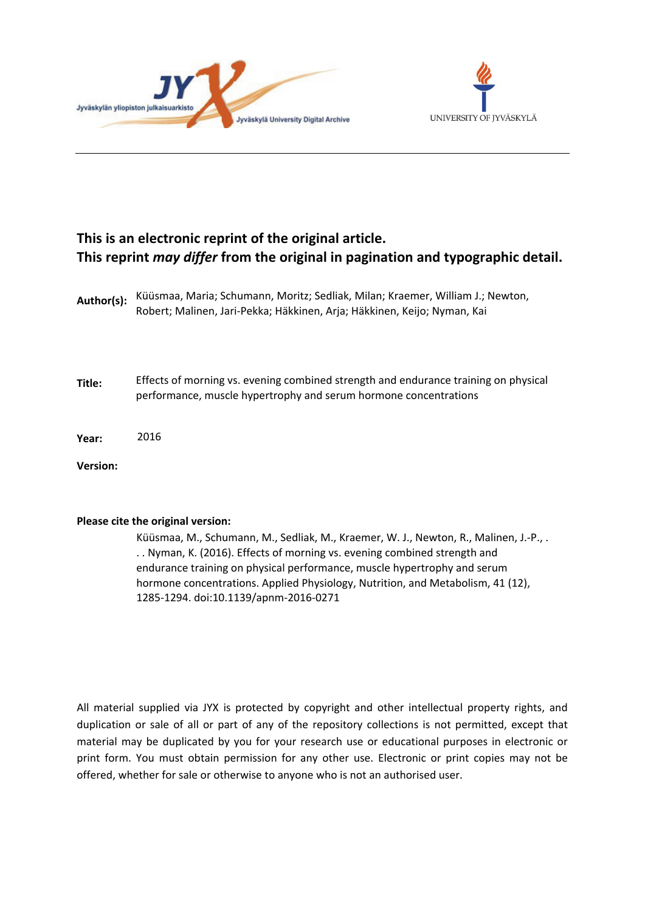Jyväskylän yliopiston julkaisuarkisto

Jyväskylä University Digital Archive

UNIVERSITY OF JYVÄSKYLÄ

**This is an electronic reprint of the original article.**
**This reprint *may differ* from the original in pagination and typographic detail.**

**Author(s):** Küüsmaa, Maria; Schumann, Moritz; Sedliak, Milan; Kraemer, William J.; Newton, Robert; Malinen, Jari-Pekka; Häkkinen, Arja; Häkkinen, Keijo; Nyman, Kai

**Title:** Effects of morning vs. evening combined strength and endurance training on physical performance, muscle hypertrophy and serum hormone concentrations

**Year:** 2016

**Version:**

**Please cite the original version:**

Küüsmaa, M., Schumann, M., Sedliak, M., Kraemer, W. J., Newton, R., Malinen, J.-P., . . . Nyman, K. (2016). Effects of morning vs. evening combined strength and endurance training on physical performance, muscle hypertrophy and serum hormone concentrations. Applied Physiology, Nutrition, and Metabolism, 41 (12), 1285-1294. doi:10.1139/apnm-2016-0271

All material supplied via JYX is protected by copyright and other intellectual property rights, and duplication or sale of all or part of any of the repository collections is not permitted, except that material may be duplicated by you for your research use or educational purposes in electronic or print form. You must obtain permission for any other use. Electronic or print copies may not be offered, whether for sale or otherwise to anyone who is not an authorised user.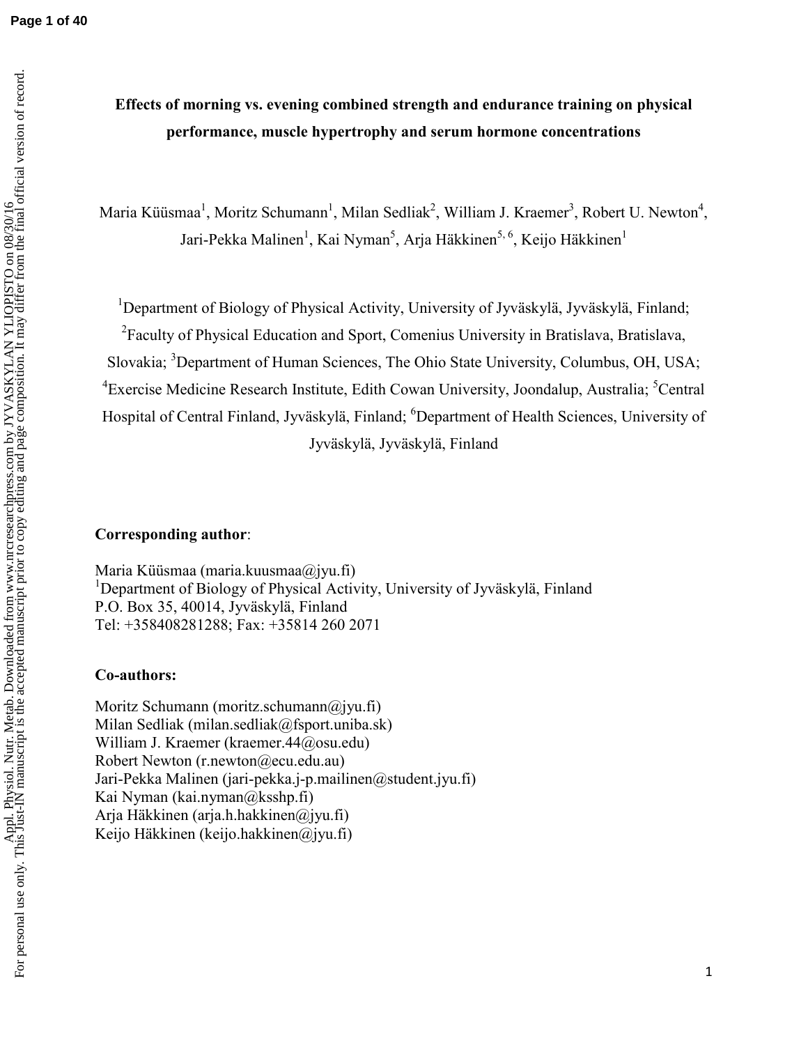# Effects of morning vs. evening combined strength and endurance training on physical performance, muscle hypertrophy and serum hormone concentrations

Maria Küüsmaa[1], Moritz Schumann[1], Milan Sedliak[2], William J. Kraemer[3], Robert U. Newton[4], Jari-Pekka Malinen[1], Kai Nyman[5], Arja Häkkinen[5, 6], Keijo Häkkinen[1]

[1]Department of Biology of Physical Activity, University of Jyväskylä, Jyväskylä, Finland; [2]Faculty of Physical Education and Sport, Comenius University in Bratislava, Bratislava, Slovakia; [3]Department of Human Sciences, The Ohio State University, Columbus, OH, USA; [4]Exercise Medicine Research Institute, Edith Cowan University, Joondalup, Australia; [5]Central Hospital of Central Finland, Jyväskylä, Finland; [6]Department of Health Sciences, University of Jyväskylä, Jyväskylä, Finland

**Corresponding author**:

Maria Küüsmaa (maria.kuusmaa@jyu.fi)
[1]Department of Biology of Physical Activity, University of Jyväskylä, Finland
P.O. Box 35, 40014, Jyväskylä, Finland
Tel: +358408281288; Fax: +35814 260 2071

**Co-authors:**

Moritz Schumann (moritz.schumann@jyu.fi)
Milan Sedliak (milan.sedliak@fsport.uniba.sk)
William J. Kraemer (kraemer.44@osu.edu)
Robert Newton (r.newton@ecu.edu.au)
Jari-Pekka Malinen (jari-pekka.j-p.mailinen@student.jyu.fi)
Kai Nyman (kai.nyman@ksshp.fi)
Arja Häkkinen (arja.h.hakkinen@jyu.fi)
Keijo Häkkinen (keijo.hakkinen@jyu.fi)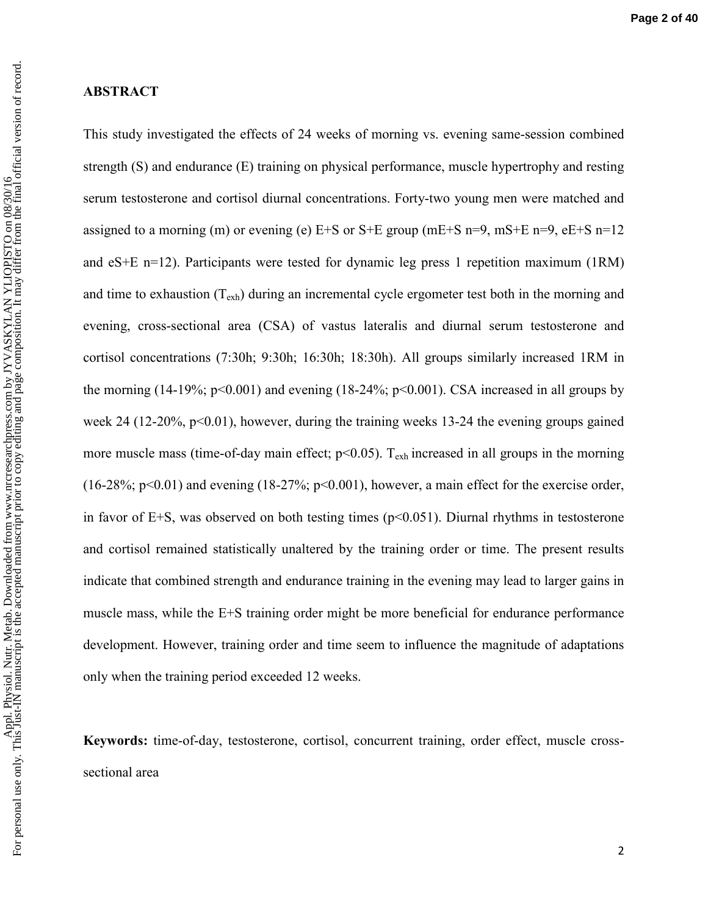## ABSTRACT

This study investigated the effects of 24 weeks of morning vs. evening same-session combined strength (S) and endurance (E) training on physical performance, muscle hypertrophy and resting serum testosterone and cortisol diurnal concentrations. Forty-two young men were matched and assigned to a morning (m) or evening (e) E+S or S+E group (mE+S n=9, mS+E n=9, eE+S n=12 and eS+E n=12). Participants were tested for dynamic leg press 1 repetition maximum (1RM) and time to exhaustion ($T_{exh}$) during an incremental cycle ergometer test both in the morning and evening, cross-sectional area (CSA) of vastus lateralis and diurnal serum testosterone and cortisol concentrations (7:30h; 9:30h; 16:30h; 18:30h). All groups similarly increased 1RM in the morning (14-19%; $p<0.001$) and evening (18-24%; $p<0.001$). CSA increased in all groups by week 24 (12-20%, $p<0.01$), however, during the training weeks 13-24 the evening groups gained more muscle mass (time-of-day main effect; $p<0.05$). $T_{exh}$ increased in all groups in the morning (16-28%; $p<0.01$) and evening (18-27%; $p<0.001$), however, a main effect for the exercise order, in favor of E+S, was observed on both testing times ($p<0.051$). Diurnal rhythms in testosterone and cortisol remained statistically unaltered by the training order or time. The present results indicate that combined strength and endurance training in the evening may lead to larger gains in muscle mass, while the E+S training order might be more beneficial for endurance performance development. However, training order and time seem to influence the magnitude of adaptations only when the training period exceeded 12 weeks.

**Keywords:** time-of-day, testosterone, cortisol, concurrent training, order effect, muscle cross-sectional area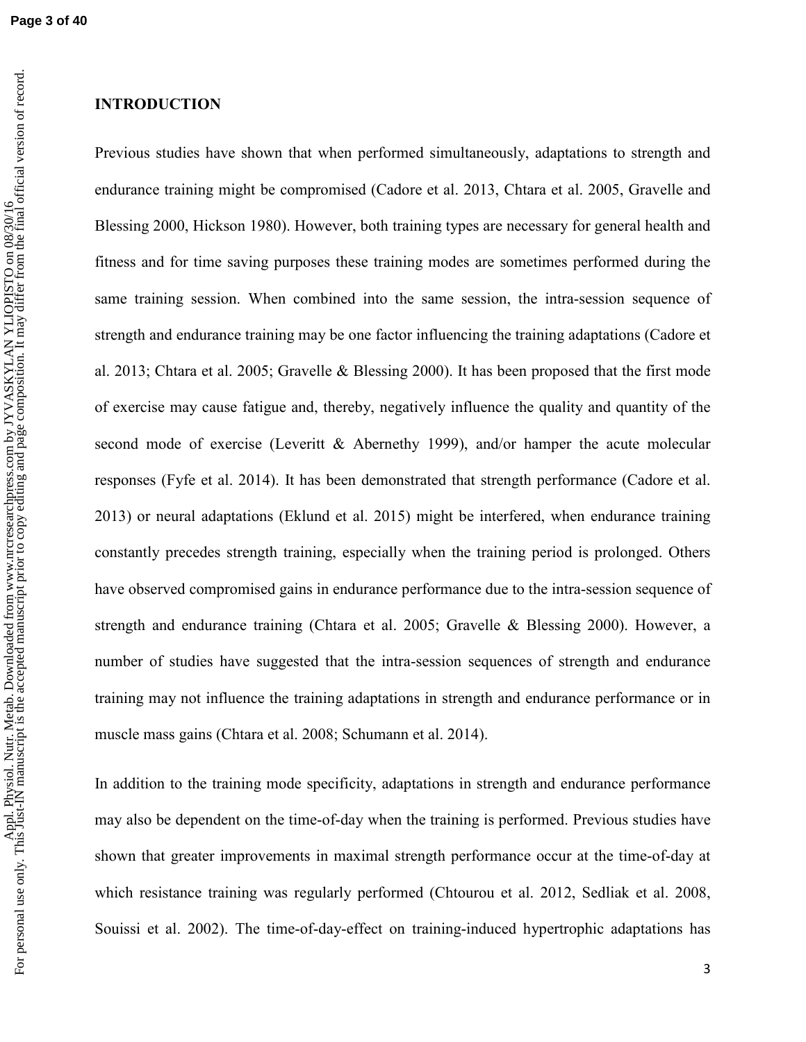## INTRODUCTION

Previous studies have shown that when performed simultaneously, adaptations to strength and endurance training might be compromised (Cadore et al. 2013, Chtara et al. 2005, Gravelle and Blessing 2000, Hickson 1980). However, both training types are necessary for general health and fitness and for time saving purposes these training modes are sometimes performed during the same training session. When combined into the same session, the intra-session sequence of strength and endurance training may be one factor influencing the training adaptations (Cadore et al. 2013; Chtara et al. 2005; Gravelle & Blessing 2000). It has been proposed that the first mode of exercise may cause fatigue and, thereby, negatively influence the quality and quantity of the second mode of exercise (Leveritt & Abernethy 1999), and/or hamper the acute molecular responses (Fyfe et al. 2014). It has been demonstrated that strength performance (Cadore et al. 2013) or neural adaptations (Eklund et al. 2015) might be interfered, when endurance training constantly precedes strength training, especially when the training period is prolonged. Others have observed compromised gains in endurance performance due to the intra-session sequence of strength and endurance training (Chtara et al. 2005; Gravelle & Blessing 2000). However, a number of studies have suggested that the intra-session sequences of strength and endurance training may not influence the training adaptations in strength and endurance performance or in muscle mass gains (Chtara et al. 2008; Schumann et al. 2014).

In addition to the training mode specificity, adaptations in strength and endurance performance may also be dependent on the time-of-day when the training is performed. Previous studies have shown that greater improvements in maximal strength performance occur at the time-of-day at which resistance training was regularly performed (Chtourou et al. 2012, Sedliak et al. 2008, Souissi et al. 2002). The time-of-day-effect on training-induced hypertrophic adaptations has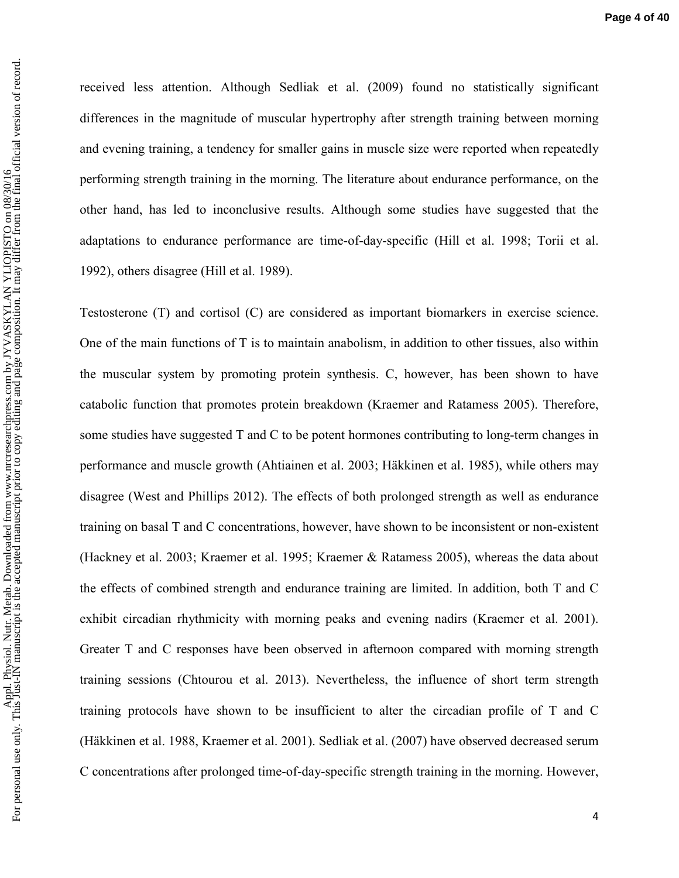received less attention. Although Sedliak et al. (2009) found no statistically significant differences in the magnitude of muscular hypertrophy after strength training between morning and evening training, a tendency for smaller gains in muscle size were reported when repeatedly performing strength training in the morning. The literature about endurance performance, on the other hand, has led to inconclusive results. Although some studies have suggested that the adaptations to endurance performance are time-of-day-specific (Hill et al. 1998; Torii et al. 1992), others disagree (Hill et al. 1989).

Testosterone (T) and cortisol (C) are considered as important biomarkers in exercise science. One of the main functions of T is to maintain anabolism, in addition to other tissues, also within the muscular system by promoting protein synthesis. C, however, has been shown to have catabolic function that promotes protein breakdown (Kraemer and Ratamess 2005). Therefore, some studies have suggested T and C to be potent hormones contributing to long-term changes in performance and muscle growth (Ahtiainen et al. 2003; Häkkinen et al. 1985), while others may disagree (West and Phillips 2012). The effects of both prolonged strength as well as endurance training on basal T and C concentrations, however, have shown to be inconsistent or non-existent (Hackney et al. 2003; Kraemer et al. 1995; Kraemer & Ratamess 2005), whereas the data about the effects of combined strength and endurance training are limited. In addition, both T and C exhibit circadian rhythmicity with morning peaks and evening nadirs (Kraemer et al. 2001). Greater T and C responses have been observed in afternoon compared with morning strength training sessions (Chtourou et al. 2013). Nevertheless, the influence of short term strength training protocols have shown to be insufficient to alter the circadian profile of T and C (Häkkinen et al. 1988, Kraemer et al. 2001). Sedliak et al. (2007) have observed decreased serum C concentrations after prolonged time-of-day-specific strength training in the morning. However,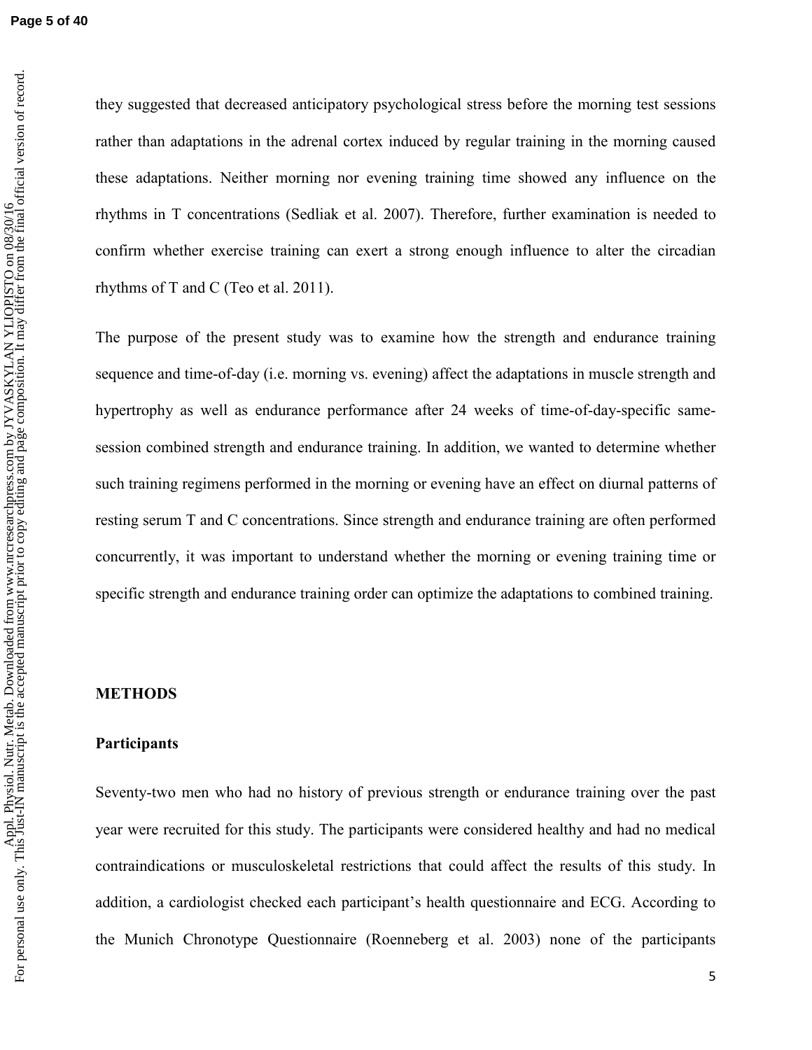they suggested that decreased anticipatory psychological stress before the morning test sessions rather than adaptations in the adrenal cortex induced by regular training in the morning caused these adaptations. Neither morning nor evening training time showed any influence on the rhythms in T concentrations (Sedliak et al. 2007). Therefore, further examination is needed to confirm whether exercise training can exert a strong enough influence to alter the circadian rhythms of T and C (Teo et al. 2011).

The purpose of the present study was to examine how the strength and endurance training sequence and time-of-day (i.e. morning vs. evening) affect the adaptations in muscle strength and hypertrophy as well as endurance performance after 24 weeks of time-of-day-specific same-session combined strength and endurance training. In addition, we wanted to determine whether such training regimens performed in the morning or evening have an effect on diurnal patterns of resting serum T and C concentrations. Since strength and endurance training are often performed concurrently, it was important to understand whether the morning or evening training time or specific strength and endurance training order can optimize the adaptations to combined training.

## METHODS

### Participants

Seventy-two men who had no history of previous strength or endurance training over the past year were recruited for this study. The participants were considered healthy and had no medical contraindications or musculoskeletal restrictions that could affect the results of this study. In addition, a cardiologist checked each participant's health questionnaire and ECG. According to the Munich Chronotype Questionnaire (Roenneberg et al. 2003) none of the participants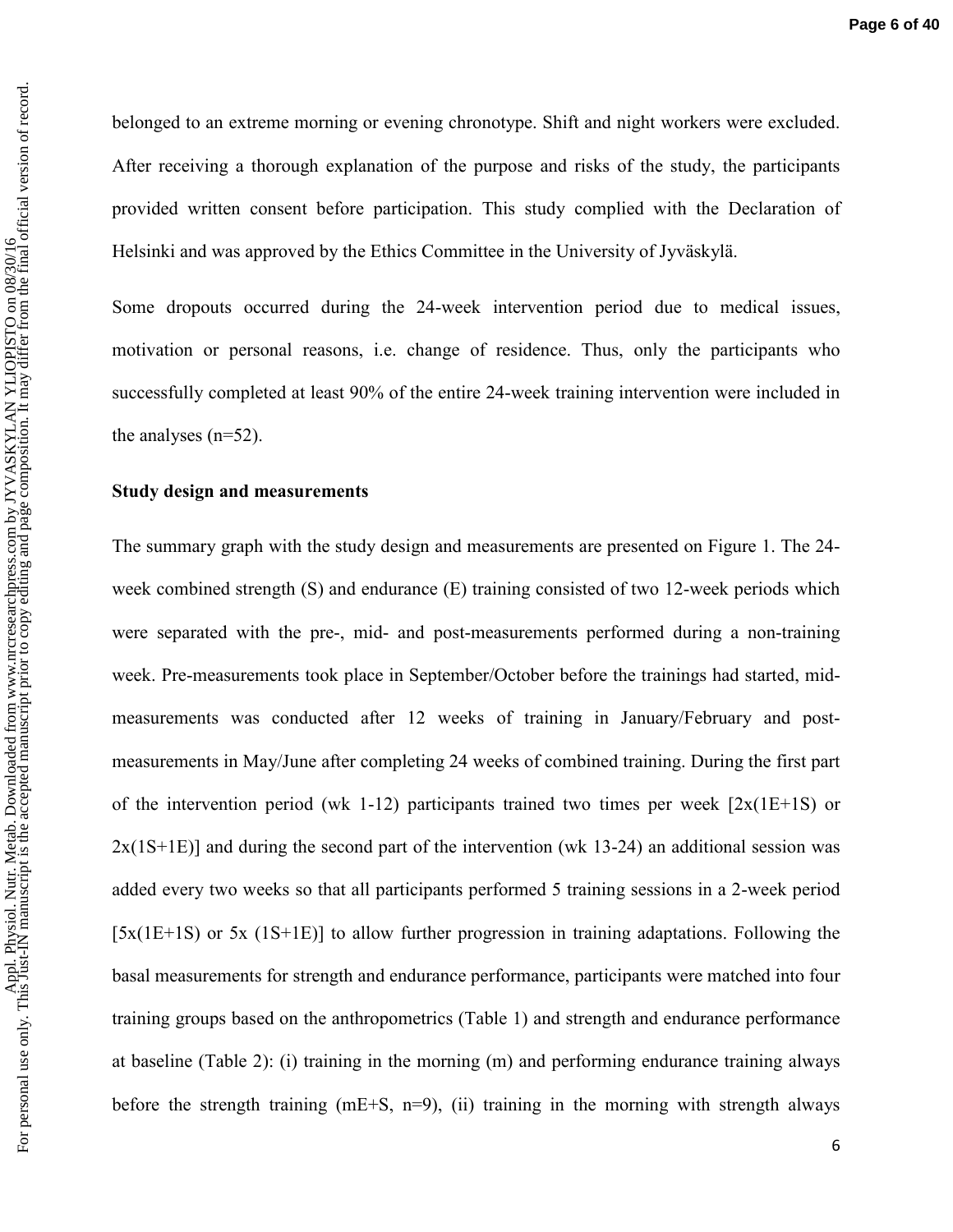belonged to an extreme morning or evening chronotype. Shift and night workers were excluded. After receiving a thorough explanation of the purpose and risks of the study, the participants provided written consent before participation. This study complied with the Declaration of Helsinki and was approved by the Ethics Committee in the University of Jyväskylä.

Some dropouts occurred during the 24-week intervention period due to medical issues, motivation or personal reasons, i.e. change of residence. Thus, only the participants who successfully completed at least 90% of the entire 24-week training intervention were included in the analyses (n=52).

**Study design and measurements**

The summary graph with the study design and measurements are presented on Figure 1. The 24-week combined strength (S) and endurance (E) training consisted of two 12-week periods which were separated with the pre-, mid- and post-measurements performed during a non-training week. Pre-measurements took place in September/October before the trainings had started, mid-measurements was conducted after 12 weeks of training in January/February and post-measurements in May/June after completing 24 weeks of combined training. During the first part of the intervention period (wk 1-12) participants trained two times per week [2x(1E+1S) or 2x(1S+1E)] and during the second part of the intervention (wk 13-24) an additional session was added every two weeks so that all participants performed 5 training sessions in a 2-week period [5x(1E+1S) or 5x (1S+1E)] to allow further progression in training adaptations. Following the basal measurements for strength and endurance performance, participants were matched into four training groups based on the anthropometrics (Table 1) and strength and endurance performance at baseline (Table 2): (i) training in the morning (m) and performing endurance training always before the strength training (mE+S, n=9), (ii) training in the morning with strength always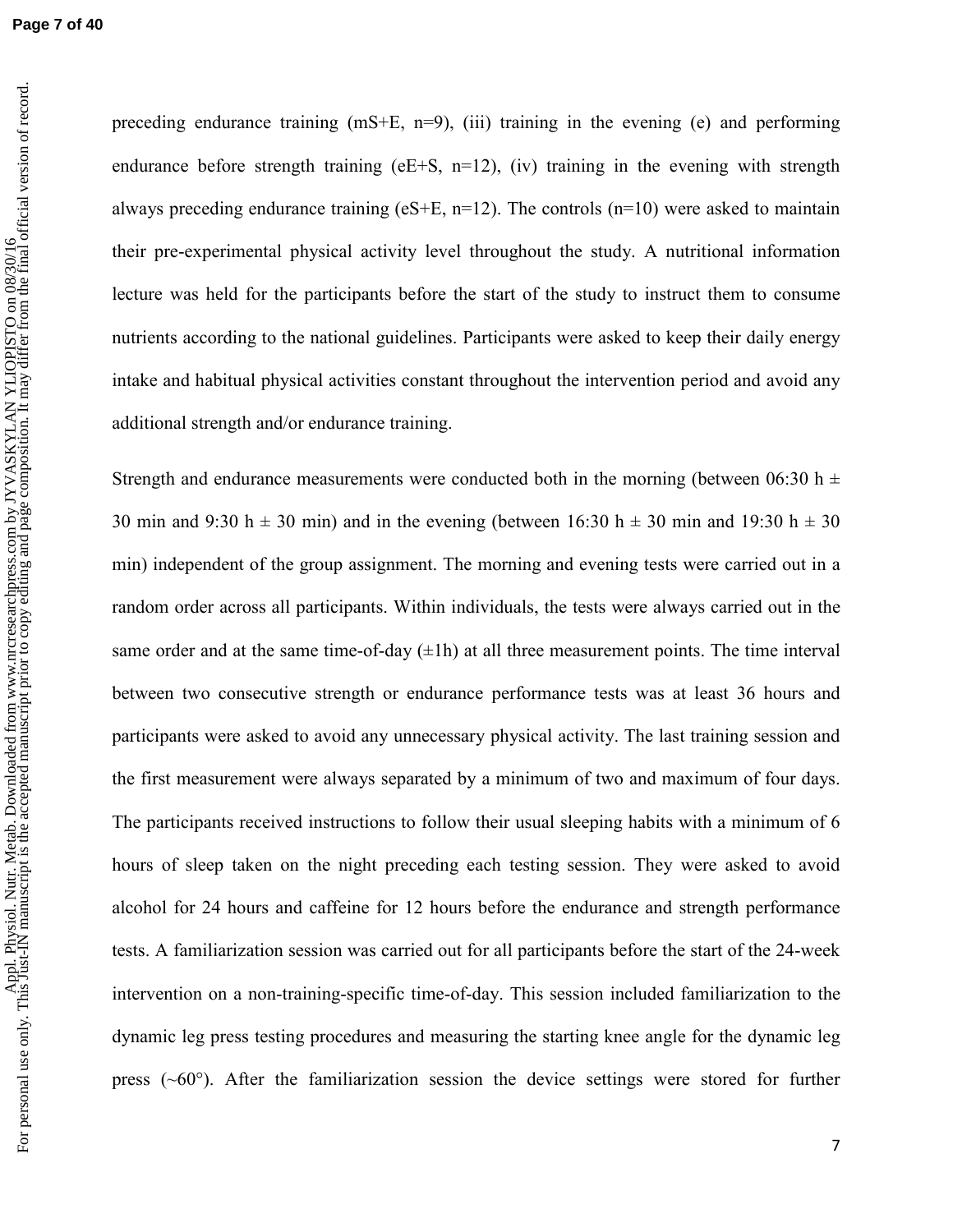preceding endurance training (mS+E, n=9), (iii) training in the evening (e) and performing endurance before strength training (eE+S, n=12), (iv) training in the evening with strength always preceding endurance training (eS+E, n=12). The controls (n=10) were asked to maintain their pre-experimental physical activity level throughout the study. A nutritional information lecture was held for the participants before the start of the study to instruct them to consume nutrients according to the national guidelines. Participants were asked to keep their daily energy intake and habitual physical activities constant throughout the intervention period and avoid any additional strength and/or endurance training.

Strength and endurance measurements were conducted both in the morning (between 06:30 h ± 30 min and 9:30 h ± 30 min) and in the evening (between 16:30 h ± 30 min and 19:30 h ± 30 min) independent of the group assignment. The morning and evening tests were carried out in a random order across all participants. Within individuals, the tests were always carried out in the same order and at the same time-of-day (±1h) at all three measurement points. The time interval between two consecutive strength or endurance performance tests was at least 36 hours and participants were asked to avoid any unnecessary physical activity. The last training session and the first measurement were always separated by a minimum of two and maximum of four days. The participants received instructions to follow their usual sleeping habits with a minimum of 6 hours of sleep taken on the night preceding each testing session. They were asked to avoid alcohol for 24 hours and caffeine for 12 hours before the endurance and strength performance tests. A familiarization session was carried out for all participants before the start of the 24-week intervention on a non-training-specific time-of-day. This session included familiarization to the dynamic leg press testing procedures and measuring the starting knee angle for the dynamic leg press (~60°). After the familiarization session the device settings were stored for further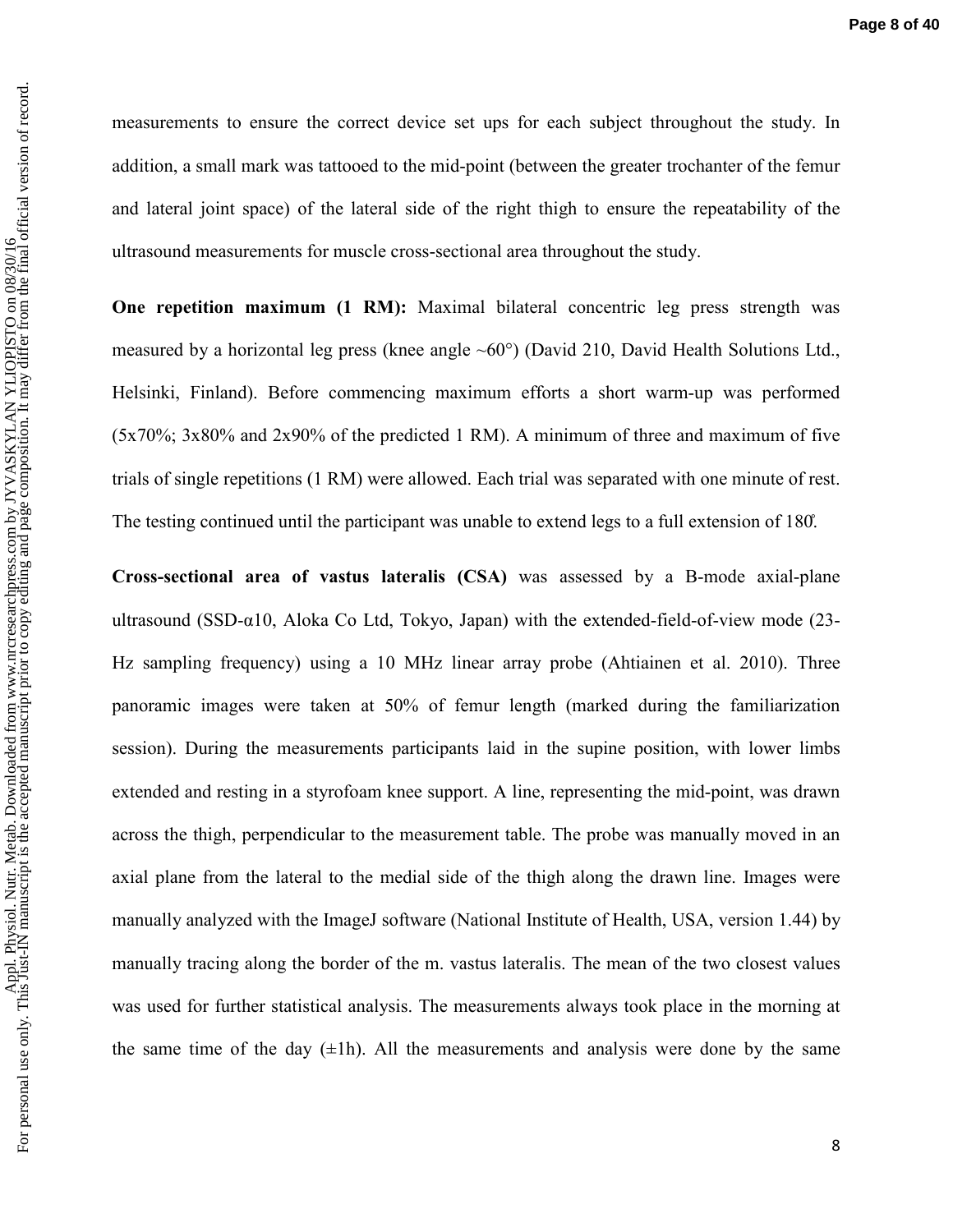measurements to ensure the correct device set ups for each subject throughout the study. In addition, a small mark was tattooed to the mid-point (between the greater trochanter of the femur and lateral joint space) of the lateral side of the right thigh to ensure the repeatability of the ultrasound measurements for muscle cross-sectional area throughout the study.

**One repetition maximum (1 RM):** Maximal bilateral concentric leg press strength was measured by a horizontal leg press (knee angle ~60°) (David 210, David Health Solutions Ltd., Helsinki, Finland). Before commencing maximum efforts a short warm-up was performed (5x70%; 3x80% and 2x90% of the predicted 1 RM). A minimum of three and maximum of five trials of single repetitions (1 RM) were allowed. Each trial was separated with one minute of rest. The testing continued until the participant was unable to extend legs to a full extension of 180̊.

**Cross-sectional area of vastus lateralis (CSA)** was assessed by a B-mode axial-plane ultrasound (SSD-α10, Aloka Co Ltd, Tokyo, Japan) with the extended-field-of-view mode (23-Hz sampling frequency) using a 10 MHz linear array probe (Ahtiainen et al. 2010). Three panoramic images were taken at 50% of femur length (marked during the familiarization session). During the measurements participants laid in the supine position, with lower limbs extended and resting in a styrofoam knee support. A line, representing the mid-point, was drawn across the thigh, perpendicular to the measurement table. The probe was manually moved in an axial plane from the lateral to the medial side of the thigh along the drawn line. Images were manually analyzed with the ImageJ software (National Institute of Health, USA, version 1.44) by manually tracing along the border of the m. vastus lateralis. The mean of the two closest values was used for further statistical analysis. The measurements always took place in the morning at the same time of the day (±1h). All the measurements and analysis were done by the same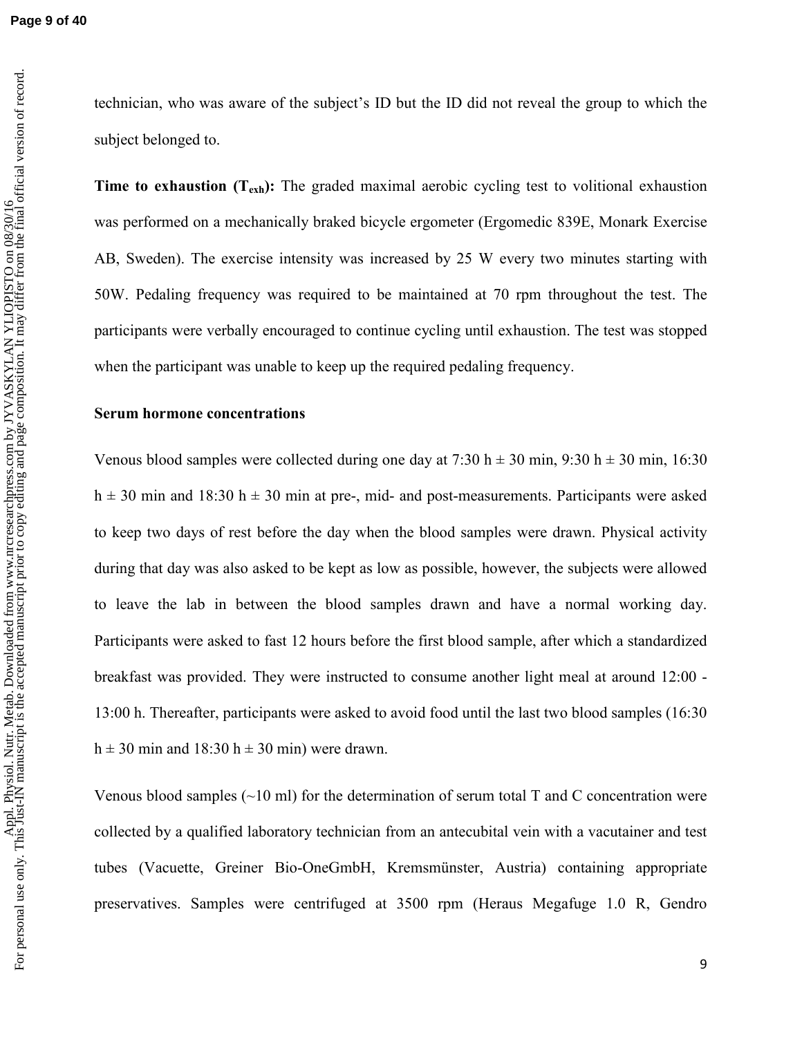technician, who was aware of the subject's ID but the ID did not reveal the group to which the subject belonged to.

**Time to exhaustion ($T_{exh}$):** The graded maximal aerobic cycling test to volitional exhaustion was performed on a mechanically braked bicycle ergometer (Ergomedic 839E, Monark Exercise AB, Sweden). The exercise intensity was increased by 25 W every two minutes starting with 50W. Pedaling frequency was required to be maintained at 70 rpm throughout the test. The participants were verbally encouraged to continue cycling until exhaustion. The test was stopped when the participant was unable to keep up the required pedaling frequency.

**Serum hormone concentrations**

Venous blood samples were collected during one day at 7:30 h ± 30 min, 9:30 h ± 30 min, 16:30 h ± 30 min and 18:30 h ± 30 min at pre-, mid- and post-measurements. Participants were asked to keep two days of rest before the day when the blood samples were drawn. Physical activity during that day was also asked to be kept as low as possible, however, the subjects were allowed to leave the lab in between the blood samples drawn and have a normal working day. Participants were asked to fast 12 hours before the first blood sample, after which a standardized breakfast was provided. They were instructed to consume another light meal at around 12:00 - 13:00 h. Thereafter, participants were asked to avoid food until the last two blood samples (16:30 h ± 30 min and 18:30 h ± 30 min) were drawn.

Venous blood samples (~10 ml) for the determination of serum total T and C concentration were collected by a qualified laboratory technician from an antecubital vein with a vacutainer and test tubes (Vacuette, Greiner Bio-OneGmbH, Kremsmünster, Austria) containing appropriate preservatives. Samples were centrifuged at 3500 rpm (Heraus Megafuge 1.0 R, Gendro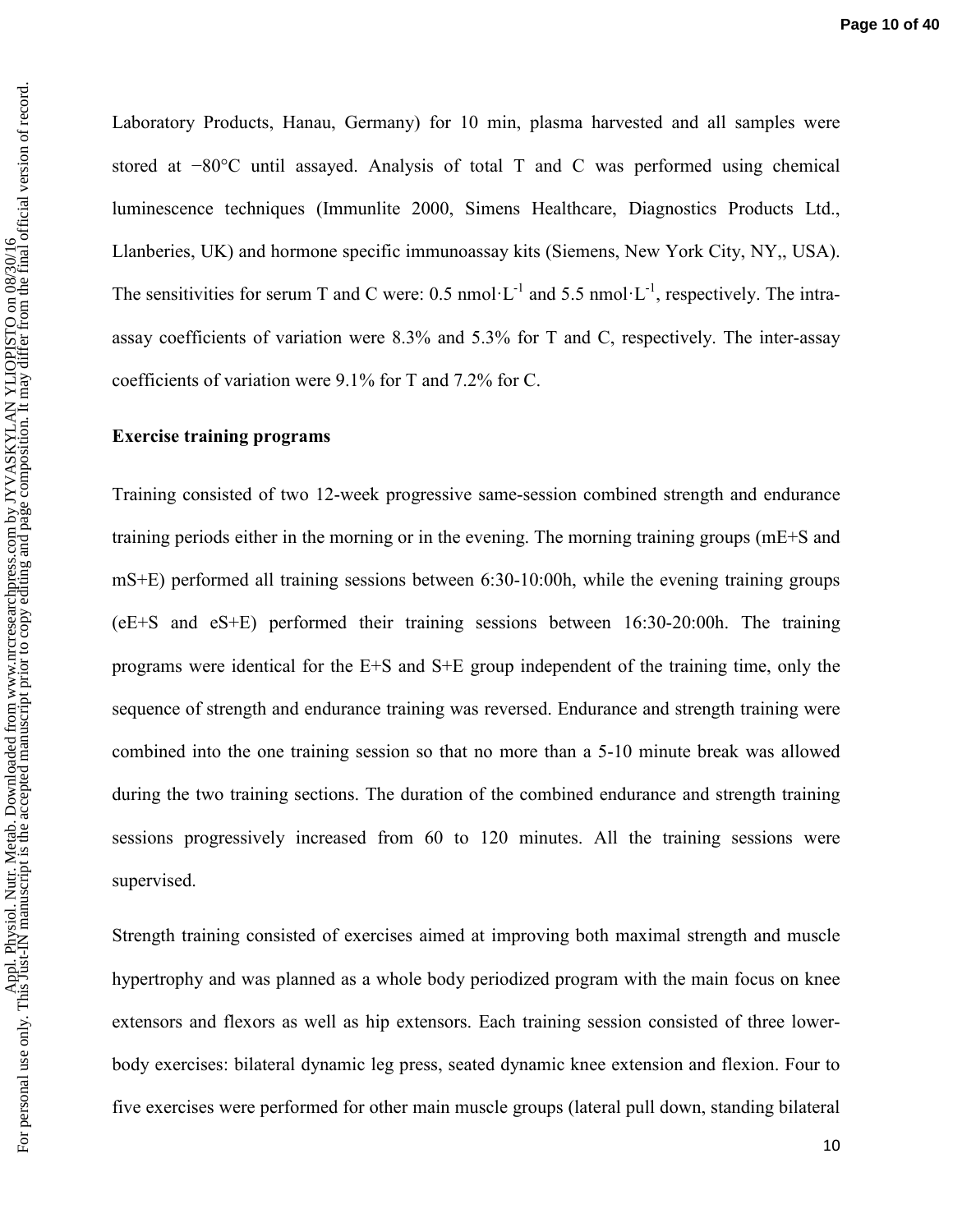Laboratory Products, Hanau, Germany) for 10 min, plasma harvested and all samples were stored at −80°C until assayed. Analysis of total T and C was performed using chemical luminescence techniques (Immunlite 2000, Simens Healthcare, Diagnostics Products Ltd., Llanberies, UK) and hormone specific immunoassay kits (Siemens, New York City, NY,, USA). The sensitivities for serum T and C were: 0.5 nmol·L$^{-1}$ and 5.5 nmol·L$^{-1}$, respectively. The intra-assay coefficients of variation were 8.3% and 5.3% for T and C, respectively. The inter-assay coefficients of variation were 9.1% for T and 7.2% for C.

**Exercise training programs**

Training consisted of two 12-week progressive same-session combined strength and endurance training periods either in the morning or in the evening. The morning training groups (mE+S and mS+E) performed all training sessions between 6:30-10:00h, while the evening training groups (eE+S and eS+E) performed their training sessions between 16:30-20:00h. The training programs were identical for the E+S and S+E group independent of the training time, only the sequence of strength and endurance training was reversed. Endurance and strength training were combined into the one training session so that no more than a 5-10 minute break was allowed during the two training sections. The duration of the combined endurance and strength training sessions progressively increased from 60 to 120 minutes. All the training sessions were supervised.

Strength training consisted of exercises aimed at improving both maximal strength and muscle hypertrophy and was planned as a whole body periodized program with the main focus on knee extensors and flexors as well as hip extensors. Each training session consisted of three lower-body exercises: bilateral dynamic leg press, seated dynamic knee extension and flexion. Four to five exercises were performed for other main muscle groups (lateral pull down, standing bilateral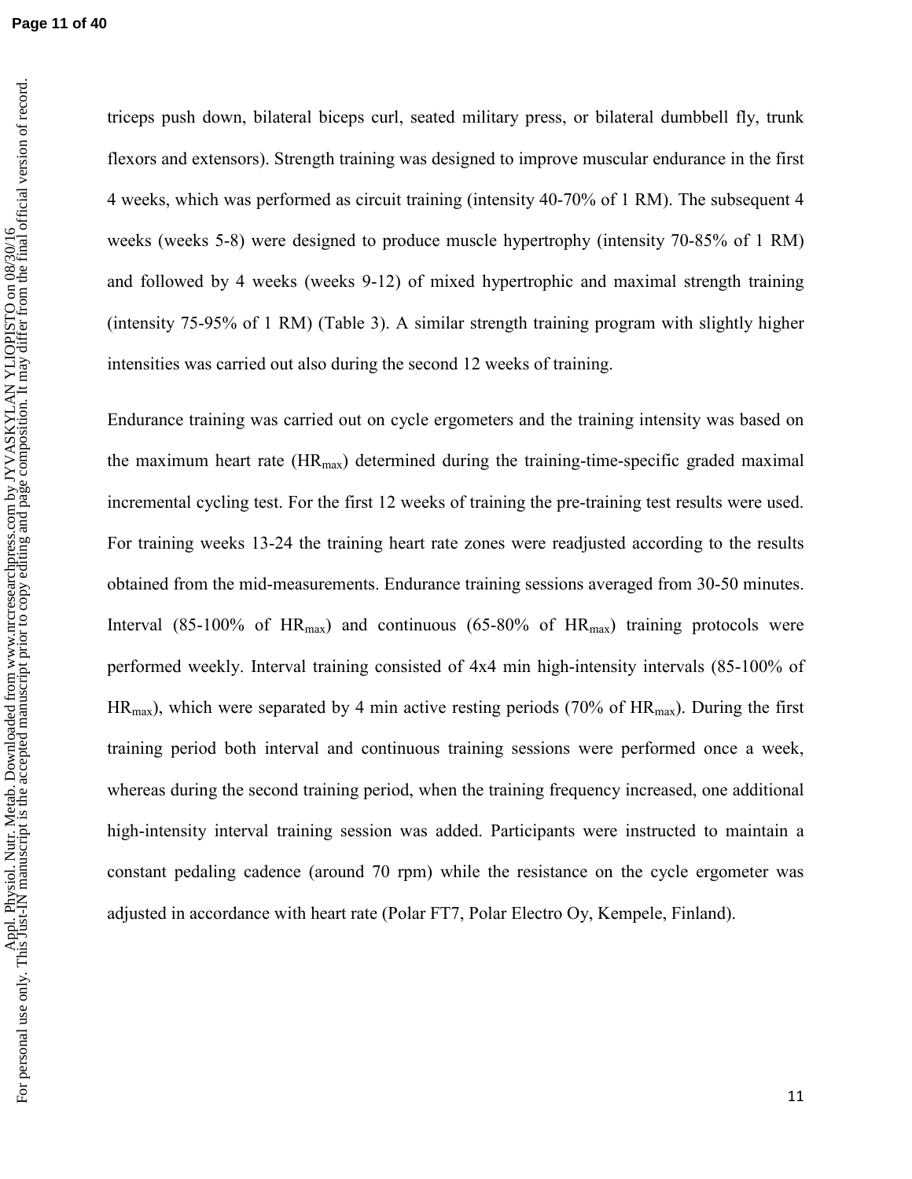triceps push down, bilateral biceps curl, seated military press, or bilateral dumbbell fly, trunk flexors and extensors). Strength training was designed to improve muscular endurance in the first 4 weeks, which was performed as circuit training (intensity 40-70% of 1 RM). The subsequent 4 weeks (weeks 5-8) were designed to produce muscle hypertrophy (intensity 70-85% of 1 RM) and followed by 4 weeks (weeks 9-12) of mixed hypertrophic and maximal strength training (intensity 75-95% of 1 RM) (Table 3). A similar strength training program with slightly higher intensities was carried out also during the second 12 weeks of training.

Endurance training was carried out on cycle ergometers and the training intensity was based on the maximum heart rate ($HR_{max}$) determined during the training-time-specific graded maximal incremental cycling test. For the first 12 weeks of training the pre-training test results were used. For training weeks 13-24 the training heart rate zones were readjusted according to the results obtained from the mid-measurements. Endurance training sessions averaged from 30-50 minutes. Interval (85-100% of $HR_{max}$) and continuous (65-80% of $HR_{max}$) training protocols were performed weekly. Interval training consisted of 4x4 min high-intensity intervals (85-100% of $HR_{max}$), which were separated by 4 min active resting periods (70% of $HR_{max}$). During the first training period both interval and continuous training sessions were performed once a week, whereas during the second training period, when the training frequency increased, one additional high-intensity interval training session was added. Participants were instructed to maintain a constant pedaling cadence (around 70 rpm) while the resistance on the cycle ergometer was adjusted in accordance with heart rate (Polar FT7, Polar Electro Oy, Kempele, Finland).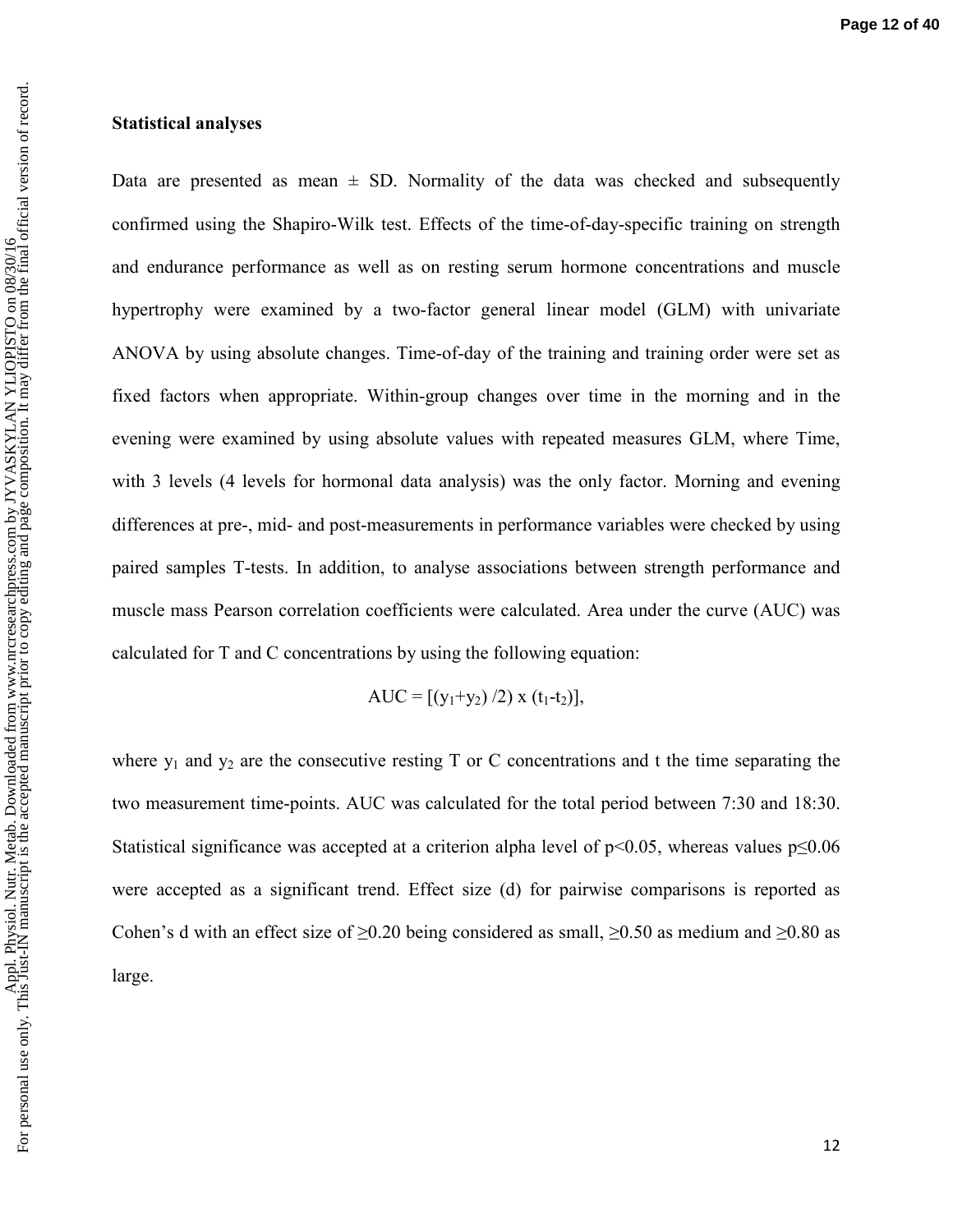## Statistical analyses

Data are presented as mean ± SD. Normality of the data was checked and subsequently confirmed using the Shapiro-Wilk test. Effects of the time-of-day-specific training on strength and endurance performance as well as on resting serum hormone concentrations and muscle hypertrophy were examined by a two-factor general linear model (GLM) with univariate ANOVA by using absolute changes. Time-of-day of the training and training order were set as fixed factors when appropriate. Within-group changes over time in the morning and in the evening were examined by using absolute values with repeated measures GLM, where Time, with 3 levels (4 levels for hormonal data analysis) was the only factor. Morning and evening differences at pre-, mid- and post-measurements in performance variables were checked by using paired samples T-tests. In addition, to analyse associations between strength performance and muscle mass Pearson correlation coefficients were calculated. Area under the curve (AUC) was calculated for T and C concentrations by using the following equation:

$$AUC = [(y_1+y_2)/2) \times (t_1-t_2)],$$

where $y_1$ and $y_2$ are the consecutive resting T or C concentrations and t the time separating the two measurement time-points. AUC was calculated for the total period between 7:30 and 18:30. Statistical significance was accepted at a criterion alpha level of $p<0.05$, whereas values $p\leq0.06$ were accepted as a significant trend. Effect size (d) for pairwise comparisons is reported as Cohen's d with an effect size of ≥0.20 being considered as small, ≥0.50 as medium and ≥0.80 as large.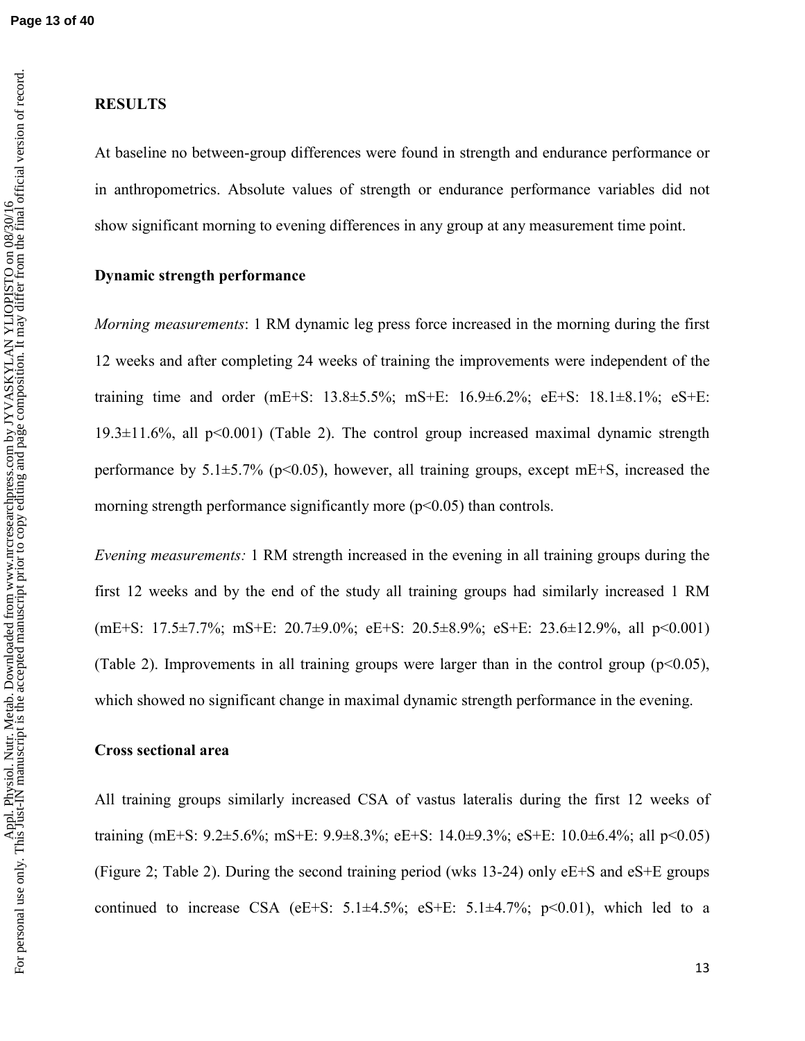## RESULTS

At baseline no between-group differences were found in strength and endurance performance or in anthropometrics. Absolute values of strength or endurance performance variables did not show significant morning to evening differences in any group at any measurement time point.

### Dynamic strength performance

*Morning measurements*: 1 RM dynamic leg press force increased in the morning during the first 12 weeks and after completing 24 weeks of training the improvements were independent of the training time and order (mE+S: 13.8±5.5%; mS+E: 16.9±6.2%; eE+S: 18.1±8.1%; eS+E: 19.3±11.6%, all $p<0.001$) (Table 2). The control group increased maximal dynamic strength performance by 5.1±5.7% ($p<0.05$), however, all training groups, except mE+S, increased the morning strength performance significantly more ($p<0.05$) than controls.

*Evening measurements:* 1 RM strength increased in the evening in all training groups during the first 12 weeks and by the end of the study all training groups had similarly increased 1 RM (mE+S: 17.5±7.7%; mS+E: 20.7±9.0%; eE+S: 20.5±8.9%; eS+E: 23.6±12.9%, all $p<0.001$) (Table 2). Improvements in all training groups were larger than in the control group ($p<0.05$), which showed no significant change in maximal dynamic strength performance in the evening.

### Cross sectional area

All training groups similarly increased CSA of vastus lateralis during the first 12 weeks of training (mE+S: 9.2±5.6%; mS+E: 9.9±8.3%; eE+S: 14.0±9.3%; eS+E: 10.0±6.4%; all $p<0.05$) (Figure 2; Table 2). During the second training period (wks 13-24) only eE+S and eS+E groups continued to increase CSA (eE+S: 5.1±4.5%; eS+E: 5.1±4.7%; $p<0.01$), which led to a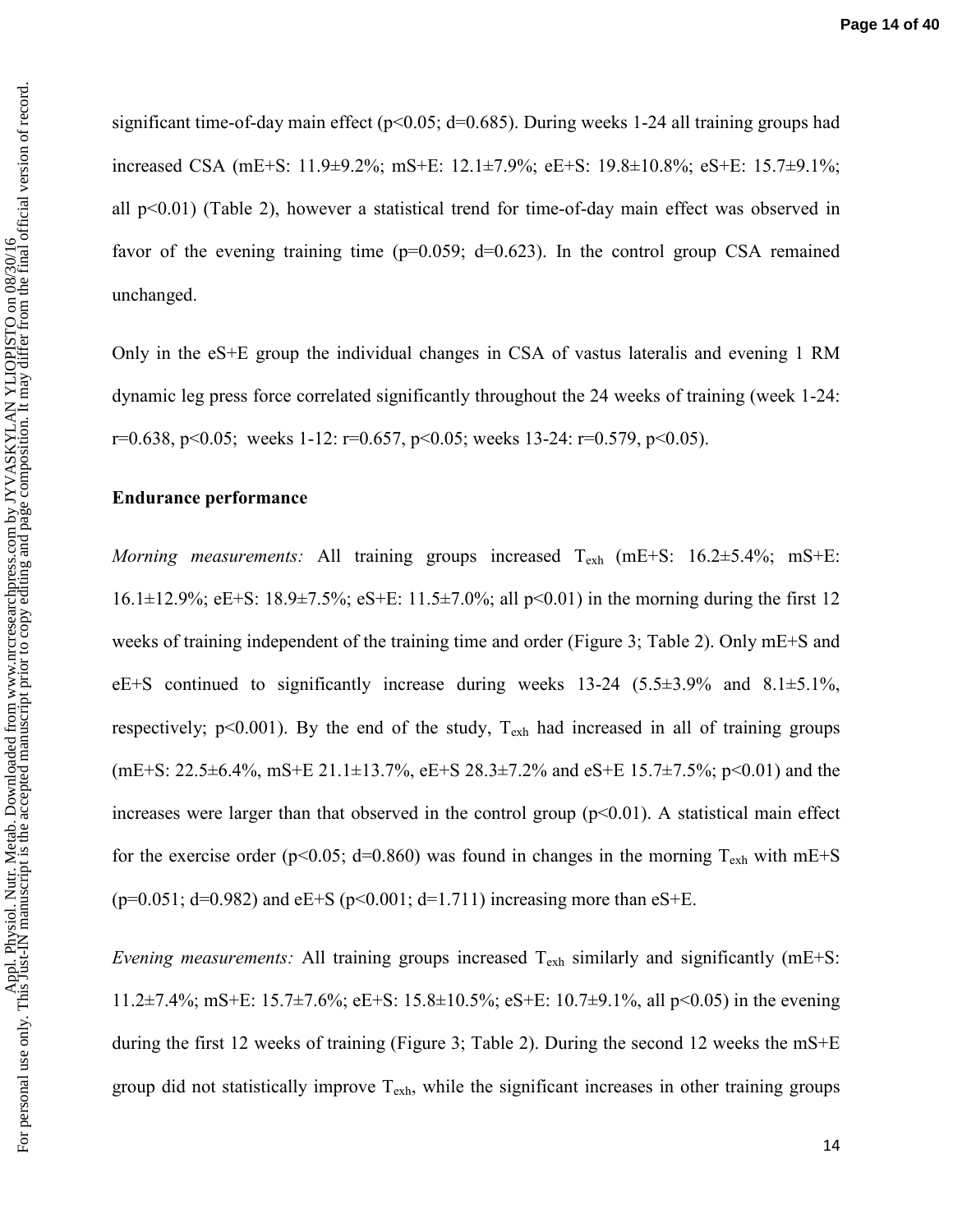significant time-of-day main effect ($p<0.05$; $d=0.685$). During weeks 1-24 all training groups had increased CSA (mE+S: 11.9±9.2%; mS+E: 12.1±7.9%; eE+S: 19.8±10.8%; eS+E: 15.7±9.1%; all $p<0.01$) (Table 2), however a statistical trend for time-of-day main effect was observed in favor of the evening training time ($p=0.059$; $d=0.623$). In the control group CSA remained unchanged.

Only in the eS+E group the individual changes in CSA of vastus lateralis and evening 1 RM dynamic leg press force correlated significantly throughout the 24 weeks of training (week 1-24: $r=0.638$, $p<0.05$; weeks 1-12: $r=0.657$, $p<0.05$; weeks 13-24: $r=0.579$, $p<0.05$).

**Endurance performance**

*Morning measurements:* All training groups increased $T_{exh}$ (mE+S: 16.2±5.4%; mS+E: 16.1±12.9%; eE+S: 18.9±7.5%; eS+E: 11.5±7.0%; all $p<0.01$) in the morning during the first 12 weeks of training independent of the training time and order (Figure 3; Table 2). Only mE+S and eE+S continued to significantly increase during weeks 13-24 (5.5±3.9% and 8.1±5.1%, respectively; $p<0.001$). By the end of the study, $T_{exh}$ had increased in all of training groups (mE+S: 22.5±6.4%, mS+E 21.1±13.7%, eE+S 28.3±7.2% and eS+E 15.7±7.5%; $p<0.01$) and the increases were larger than that observed in the control group ($p<0.01$). A statistical main effect for the exercise order ($p<0.05$; $d=0.860$) was found in changes in the morning $T_{exh}$ with mE+S ($p=0.051$; $d=0.982$) and eE+S ($p<0.001$; $d=1.711$) increasing more than eS+E.

*Evening measurements:* All training groups increased $T_{exh}$ similarly and significantly (mE+S: 11.2±7.4%; mS+E: 15.7±7.6%; eE+S: 15.8±10.5%; eS+E: 10.7±9.1%, all $p<0.05$) in the evening during the first 12 weeks of training (Figure 3; Table 2). During the second 12 weeks the mS+E group did not statistically improve $T_{exh}$, while the significant increases in other training groups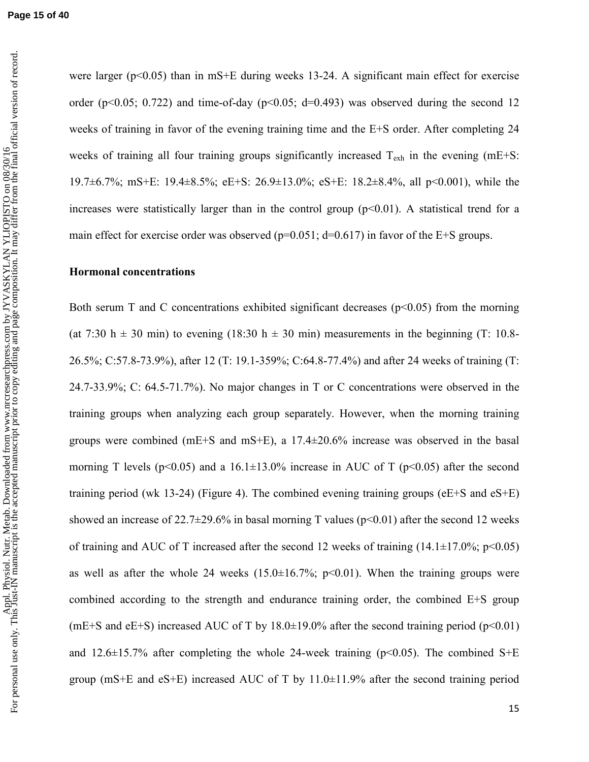were larger ($p<0.05$) than in mS+E during weeks 13-24. A significant main effect for exercise order ($p<0.05$; 0.722) and time-of-day ($p<0.05$; $d=0.493$) was observed during the second 12 weeks of training in favor of the evening training time and the E+S order. After completing 24 weeks of training all four training groups significantly increased $T_{exh}$ in the evening (mE+S: 19.7±6.7%; mS+E: 19.4±8.5%; eE+S: 26.9±13.0%; eS+E: 18.2±8.4%, all $p<0.001$), while the increases were statistically larger than in the control group ($p<0.01$). A statistical trend for a main effect for exercise order was observed ($p=0.051$; $d=0.617$) in favor of the E+S groups.

**Hormonal concentrations**

Both serum T and C concentrations exhibited significant decreases ($p<0.05$) from the morning (at 7:30 h ± 30 min) to evening (18:30 h ± 30 min) measurements in the beginning (T: 10.8-26.5%; C:57.8-73.9%), after 12 (T: 19.1-359%; C:64.8-77.4%) and after 24 weeks of training (T: 24.7-33.9%; C: 64.5-71.7%). No major changes in T or C concentrations were observed in the training groups when analyzing each group separately. However, when the morning training groups were combined (mE+S and mS+E), a 17.4±20.6% increase was observed in the basal morning T levels ($p<0.05$) and a 16.1±13.0% increase in AUC of T ($p<0.05$) after the second training period (wk 13-24) (Figure 4). The combined evening training groups (eE+S and eS+E) showed an increase of 22.7±29.6% in basal morning T values ($p<0.01$) after the second 12 weeks of training and AUC of T increased after the second 12 weeks of training (14.1±17.0%; $p<0.05$) as well as after the whole 24 weeks (15.0±16.7%; $p<0.01$). When the training groups were combined according to the strength and endurance training order, the combined E+S group (mE+S and eE+S) increased AUC of T by 18.0±19.0% after the second training period ($p<0.01$) and 12.6±15.7% after completing the whole 24-week training ($p<0.05$). The combined S+E group (mS+E and eS+E) increased AUC of T by 11.0±11.9% after the second training period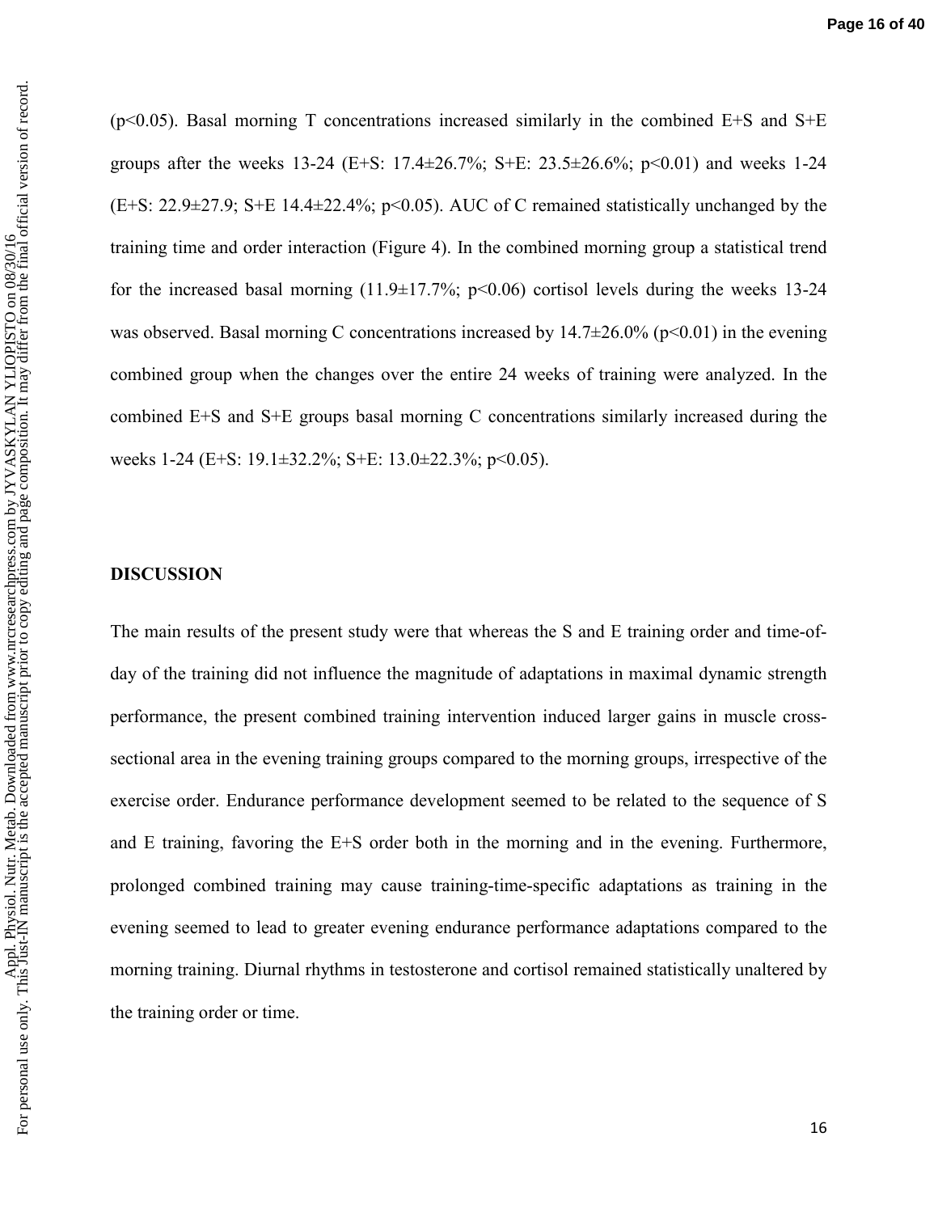($p<0.05$). Basal morning T concentrations increased similarly in the combined E+S and S+E groups after the weeks 13-24 (E+S: 17.4±26.7%; S+E: 23.5±26.6%; $p<0.01$) and weeks 1-24 (E+S: 22.9±27.9; S+E 14.4±22.4%; $p<0.05$). AUC of C remained statistically unchanged by the training time and order interaction (Figure 4). In the combined morning group a statistical trend for the increased basal morning (11.9±17.7%; $p<0.06$) cortisol levels during the weeks 13-24 was observed. Basal morning C concentrations increased by 14.7±26.0% ($p<0.01$) in the evening combined group when the changes over the entire 24 weeks of training were analyzed. In the combined E+S and S+E groups basal morning C concentrations similarly increased during the weeks 1-24 (E+S: 19.1±32.2%; S+E: 13.0±22.3%; $p<0.05$).

## DISCUSSION

The main results of the present study were that whereas the S and E training order and time-of-day of the training did not influence the magnitude of adaptations in maximal dynamic strength performance, the present combined training intervention induced larger gains in muscle cross-sectional area in the evening training groups compared to the morning groups, irrespective of the exercise order. Endurance performance development seemed to be related to the sequence of S and E training, favoring the E+S order both in the morning and in the evening. Furthermore, prolonged combined training may cause training-time-specific adaptations as training in the evening seemed to lead to greater evening endurance performance adaptations compared to the morning training. Diurnal rhythms in testosterone and cortisol remained statistically unaltered by the training order or time.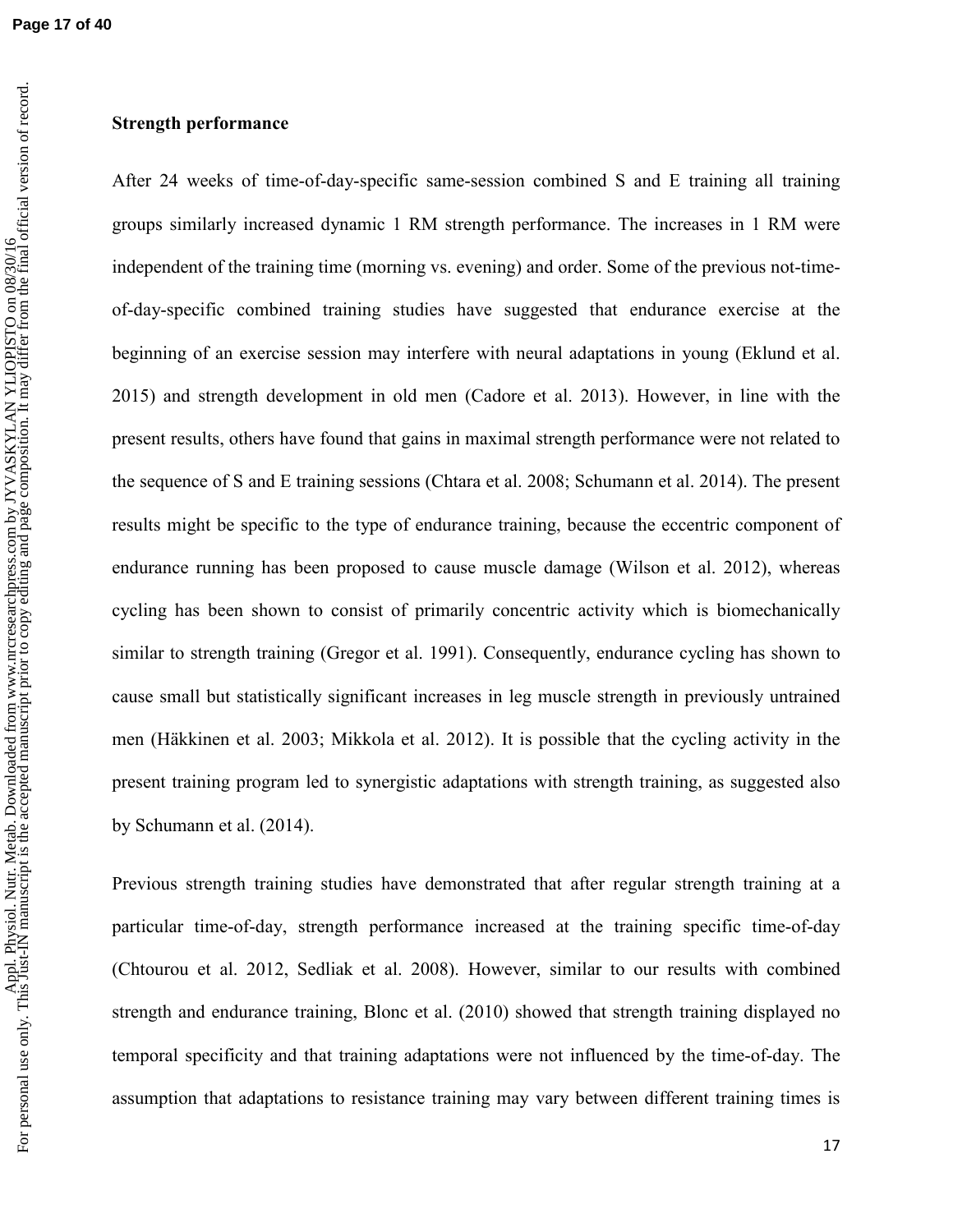**Strength performance**

After 24 weeks of time-of-day-specific same-session combined S and E training all training groups similarly increased dynamic 1 RM strength performance. The increases in 1 RM were independent of the training time (morning vs. evening) and order. Some of the previous not-time-of-day-specific combined training studies have suggested that endurance exercise at the beginning of an exercise session may interfere with neural adaptations in young (Eklund et al. 2015) and strength development in old men (Cadore et al. 2013). However, in line with the present results, others have found that gains in maximal strength performance were not related to the sequence of S and E training sessions (Chtara et al. 2008; Schumann et al. 2014). The present results might be specific to the type of endurance training, because the eccentric component of endurance running has been proposed to cause muscle damage (Wilson et al. 2012), whereas cycling has been shown to consist of primarily concentric activity which is biomechanically similar to strength training (Gregor et al. 1991). Consequently, endurance cycling has shown to cause small but statistically significant increases in leg muscle strength in previously untrained men (Häkkinen et al. 2003; Mikkola et al. 2012). It is possible that the cycling activity in the present training program led to synergistic adaptations with strength training, as suggested also by Schumann et al. (2014).

Previous strength training studies have demonstrated that after regular strength training at a particular time-of-day, strength performance increased at the training specific time-of-day (Chtourou et al. 2012, Sedliak et al. 2008). However, similar to our results with combined strength and endurance training, Blonc et al. (2010) showed that strength training displayed no temporal specificity and that training adaptations were not influenced by the time-of-day. The assumption that adaptations to resistance training may vary between different training times is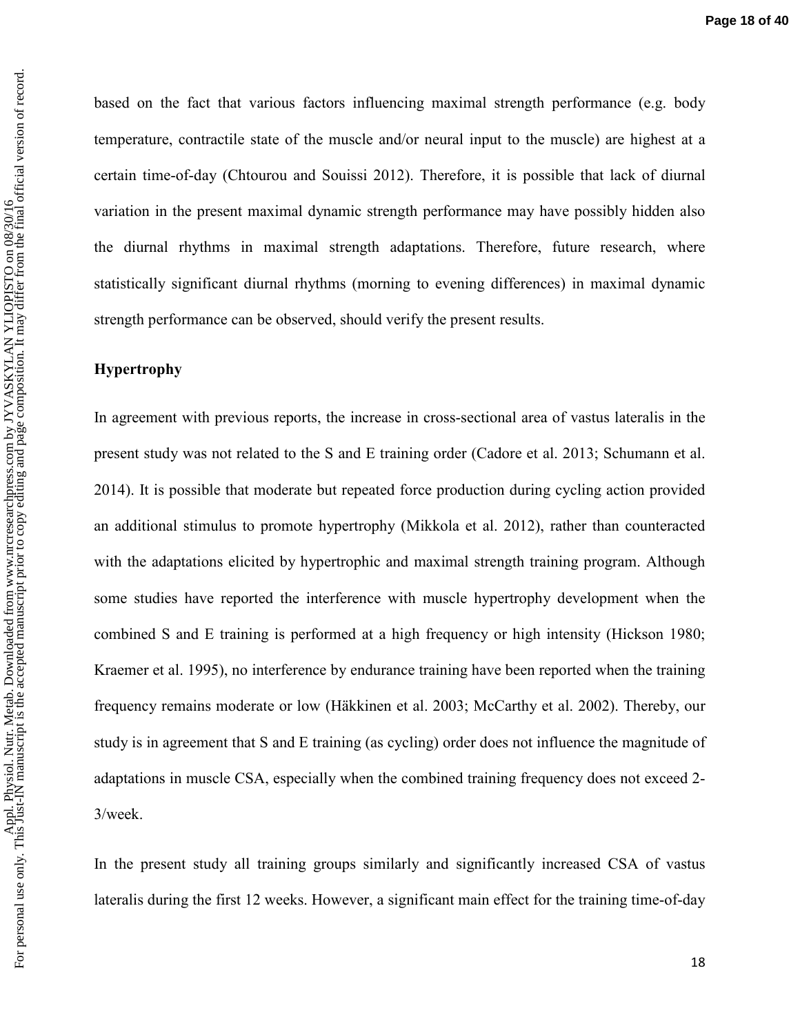based on the fact that various factors influencing maximal strength performance (e.g. body temperature, contractile state of the muscle and/or neural input to the muscle) are highest at a certain time-of-day (Chtourou and Souissi 2012). Therefore, it is possible that lack of diurnal variation in the present maximal dynamic strength performance may have possibly hidden also the diurnal rhythms in maximal strength adaptations. Therefore, future research, where statistically significant diurnal rhythms (morning to evening differences) in maximal dynamic strength performance can be observed, should verify the present results.

**Hypertrophy**

In agreement with previous reports, the increase in cross-sectional area of vastus lateralis in the present study was not related to the S and E training order (Cadore et al. 2013; Schumann et al. 2014). It is possible that moderate but repeated force production during cycling action provided an additional stimulus to promote hypertrophy (Mikkola et al. 2012), rather than counteracted with the adaptations elicited by hypertrophic and maximal strength training program. Although some studies have reported the interference with muscle hypertrophy development when the combined S and E training is performed at a high frequency or high intensity (Hickson 1980; Kraemer et al. 1995), no interference by endurance training have been reported when the training frequency remains moderate or low (Häkkinen et al. 2003; McCarthy et al. 2002). Thereby, our study is in agreement that S and E training (as cycling) order does not influence the magnitude of adaptations in muscle CSA, especially when the combined training frequency does not exceed 2-3/week.

In the present study all training groups similarly and significantly increased CSA of vastus lateralis during the first 12 weeks. However, a significant main effect for the training time-of-day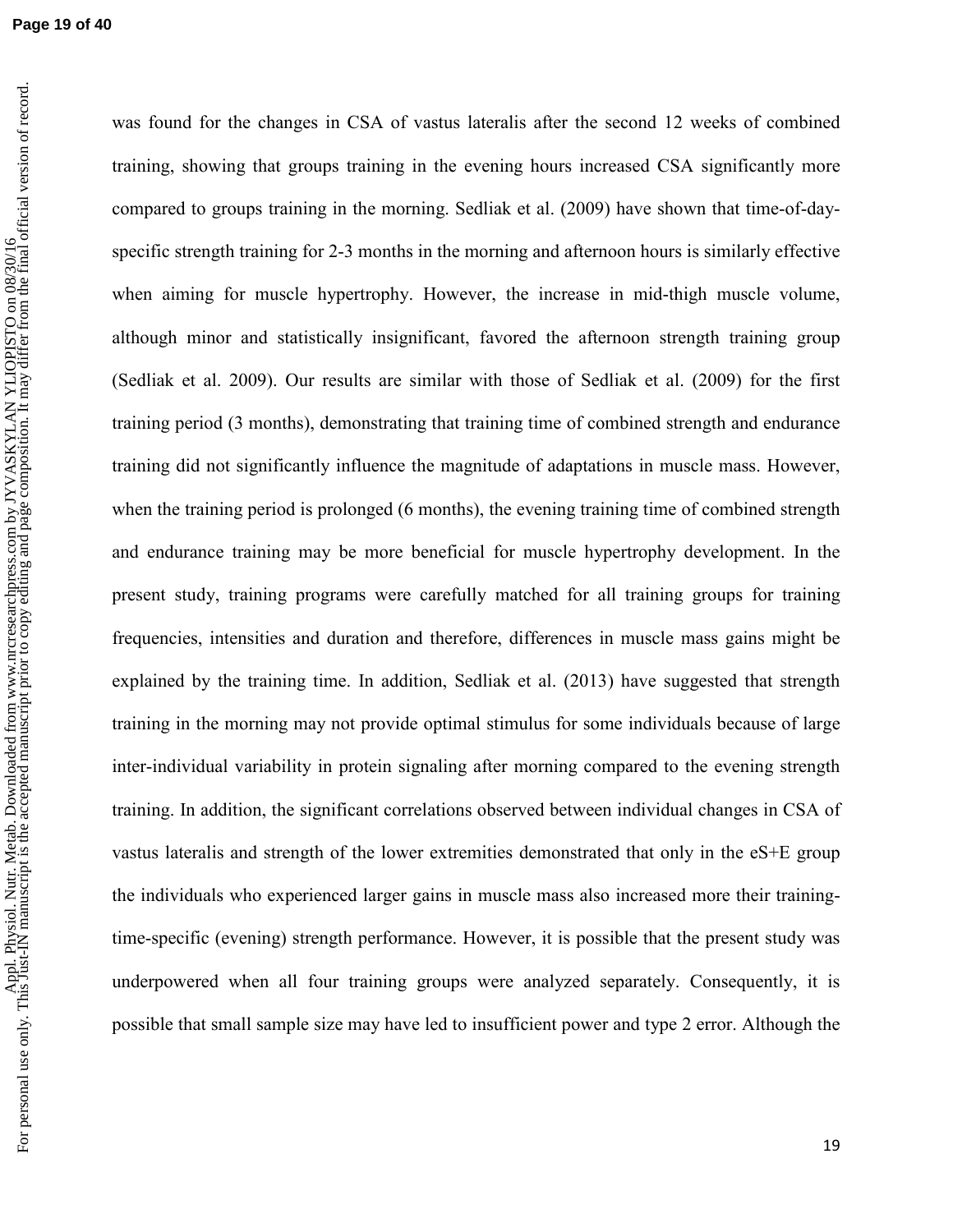was found for the changes in CSA of vastus lateralis after the second 12 weeks of combined training, showing that groups training in the evening hours increased CSA significantly more compared to groups training in the morning. Sedliak et al. (2009) have shown that time-of-day-specific strength training for 2-3 months in the morning and afternoon hours is similarly effective when aiming for muscle hypertrophy. However, the increase in mid-thigh muscle volume, although minor and statistically insignificant, favored the afternoon strength training group (Sedliak et al. 2009). Our results are similar with those of Sedliak et al. (2009) for the first training period (3 months), demonstrating that training time of combined strength and endurance training did not significantly influence the magnitude of adaptations in muscle mass. However, when the training period is prolonged (6 months), the evening training time of combined strength and endurance training may be more beneficial for muscle hypertrophy development. In the present study, training programs were carefully matched for all training groups for training frequencies, intensities and duration and therefore, differences in muscle mass gains might be explained by the training time. In addition, Sedliak et al. (2013) have suggested that strength training in the morning may not provide optimal stimulus for some individuals because of large inter-individual variability in protein signaling after morning compared to the evening strength training. In addition, the significant correlations observed between individual changes in CSA of vastus lateralis and strength of the lower extremities demonstrated that only in the eS+E group the individuals who experienced larger gains in muscle mass also increased more their training-time-specific (evening) strength performance. However, it is possible that the present study was underpowered when all four training groups were analyzed separately. Consequently, it is possible that small sample size may have led to insufficient power and type 2 error. Although the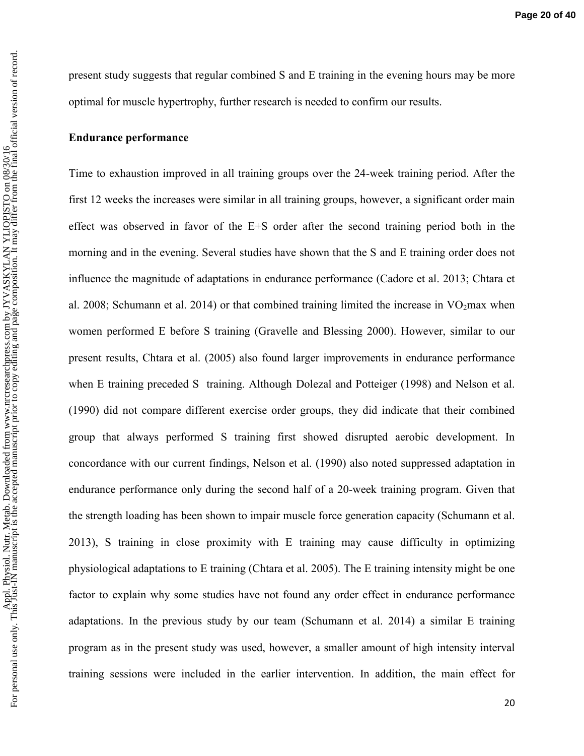present study suggests that regular combined S and E training in the evening hours may be more optimal for muscle hypertrophy, further research is needed to confirm our results.

**Endurance performance**

Time to exhaustion improved in all training groups over the 24-week training period. After the first 12 weeks the increases were similar in all training groups, however, a significant order main effect was observed in favor of the E+S order after the second training period both in the morning and in the evening. Several studies have shown that the S and E training order does not influence the magnitude of adaptations in endurance performance (Cadore et al. 2013; Chtara et al. 2008; Schumann et al. 2014) or that combined training limited the increase in $VO_2$max when women performed E before S training (Gravelle and Blessing 2000). However, similar to our present results, Chtara et al. (2005) also found larger improvements in endurance performance when E training preceded S training. Although Dolezal and Potteiger (1998) and Nelson et al. (1990) did not compare different exercise order groups, they did indicate that their combined group that always performed S training first showed disrupted aerobic development. In concordance with our current findings, Nelson et al. (1990) also noted suppressed adaptation in endurance performance only during the second half of a 20-week training program. Given that the strength loading has been shown to impair muscle force generation capacity (Schumann et al. 2013), S training in close proximity with E training may cause difficulty in optimizing physiological adaptations to E training (Chtara et al. 2005). The E training intensity might be one factor to explain why some studies have not found any order effect in endurance performance adaptations. In the previous study by our team (Schumann et al. 2014) a similar E training program as in the present study was used, however, a smaller amount of high intensity interval training sessions were included in the earlier intervention. In addition, the main effect for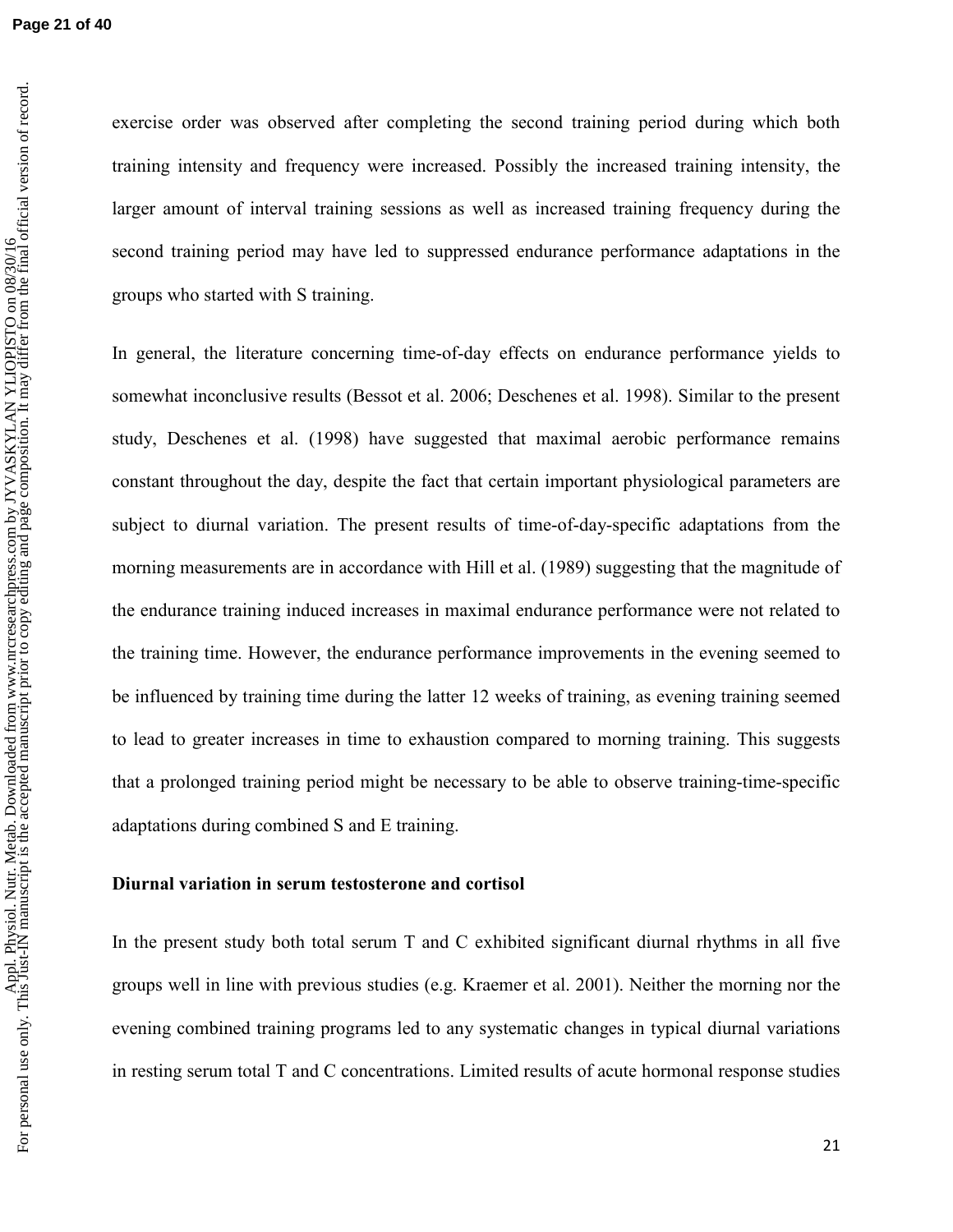exercise order was observed after completing the second training period during which both training intensity and frequency were increased. Possibly the increased training intensity, the larger amount of interval training sessions as well as increased training frequency during the second training period may have led to suppressed endurance performance adaptations in the groups who started with S training.

In general, the literature concerning time-of-day effects on endurance performance yields to somewhat inconclusive results (Bessot et al. 2006; Deschenes et al. 1998). Similar to the present study, Deschenes et al. (1998) have suggested that maximal aerobic performance remains constant throughout the day, despite the fact that certain important physiological parameters are subject to diurnal variation. The present results of time-of-day-specific adaptations from the morning measurements are in accordance with Hill et al. (1989) suggesting that the magnitude of the endurance training induced increases in maximal endurance performance were not related to the training time. However, the endurance performance improvements in the evening seemed to be influenced by training time during the latter 12 weeks of training, as evening training seemed to lead to greater increases in time to exhaustion compared to morning training. This suggests that a prolonged training period might be necessary to be able to observe training-time-specific adaptations during combined S and E training.

**Diurnal variation in serum testosterone and cortisol**

In the present study both total serum T and C exhibited significant diurnal rhythms in all five groups well in line with previous studies (e.g. Kraemer et al. 2001). Neither the morning nor the evening combined training programs led to any systematic changes in typical diurnal variations in resting serum total T and C concentrations. Limited results of acute hormonal response studies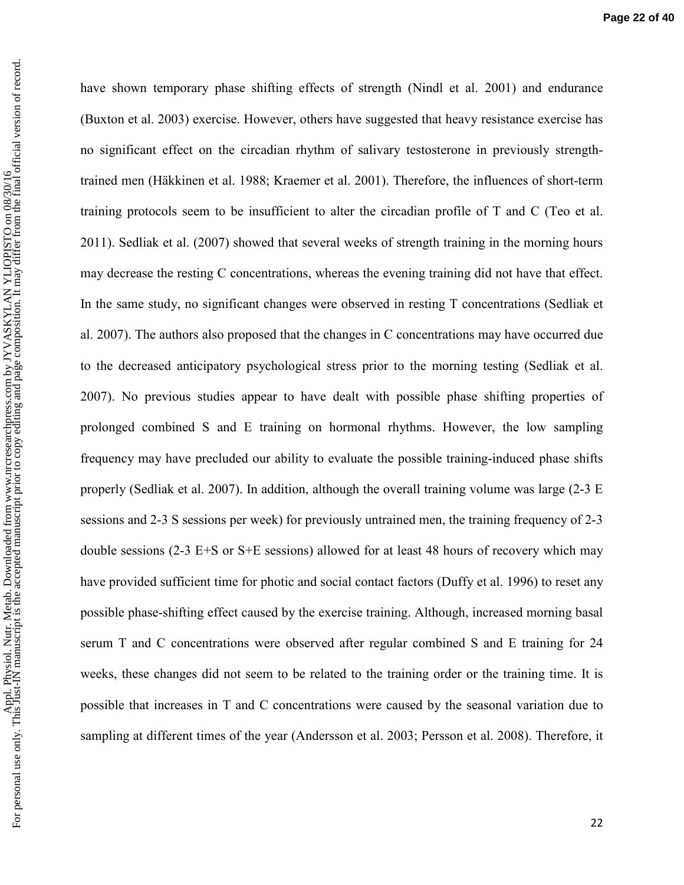have shown temporary phase shifting effects of strength (Nindl et al. 2001) and endurance (Buxton et al. 2003) exercise. However, others have suggested that heavy resistance exercise has no significant effect on the circadian rhythm of salivary testosterone in previously strength-trained men (Häkkinen et al. 1988; Kraemer et al. 2001). Therefore, the influences of short-term training protocols seem to be insufficient to alter the circadian profile of T and C (Teo et al. 2011). Sedliak et al. (2007) showed that several weeks of strength training in the morning hours may decrease the resting C concentrations, whereas the evening training did not have that effect. In the same study, no significant changes were observed in resting T concentrations (Sedliak et al. 2007). The authors also proposed that the changes in C concentrations may have occurred due to the decreased anticipatory psychological stress prior to the morning testing (Sedliak et al. 2007). No previous studies appear to have dealt with possible phase shifting properties of prolonged combined S and E training on hormonal rhythms. However, the low sampling frequency may have precluded our ability to evaluate the possible training-induced phase shifts properly (Sedliak et al. 2007). In addition, although the overall training volume was large (2-3 E sessions and 2-3 S sessions per week) for previously untrained men, the training frequency of 2-3 double sessions (2-3 E+S or S+E sessions) allowed for at least 48 hours of recovery which may have provided sufficient time for photic and social contact factors (Duffy et al. 1996) to reset any possible phase-shifting effect caused by the exercise training. Although, increased morning basal serum T and C concentrations were observed after regular combined S and E training for 24 weeks, these changes did not seem to be related to the training order or the training time. It is possible that increases in T and C concentrations were caused by the seasonal variation due to sampling at different times of the year (Andersson et al. 2003; Persson et al. 2008). Therefore, it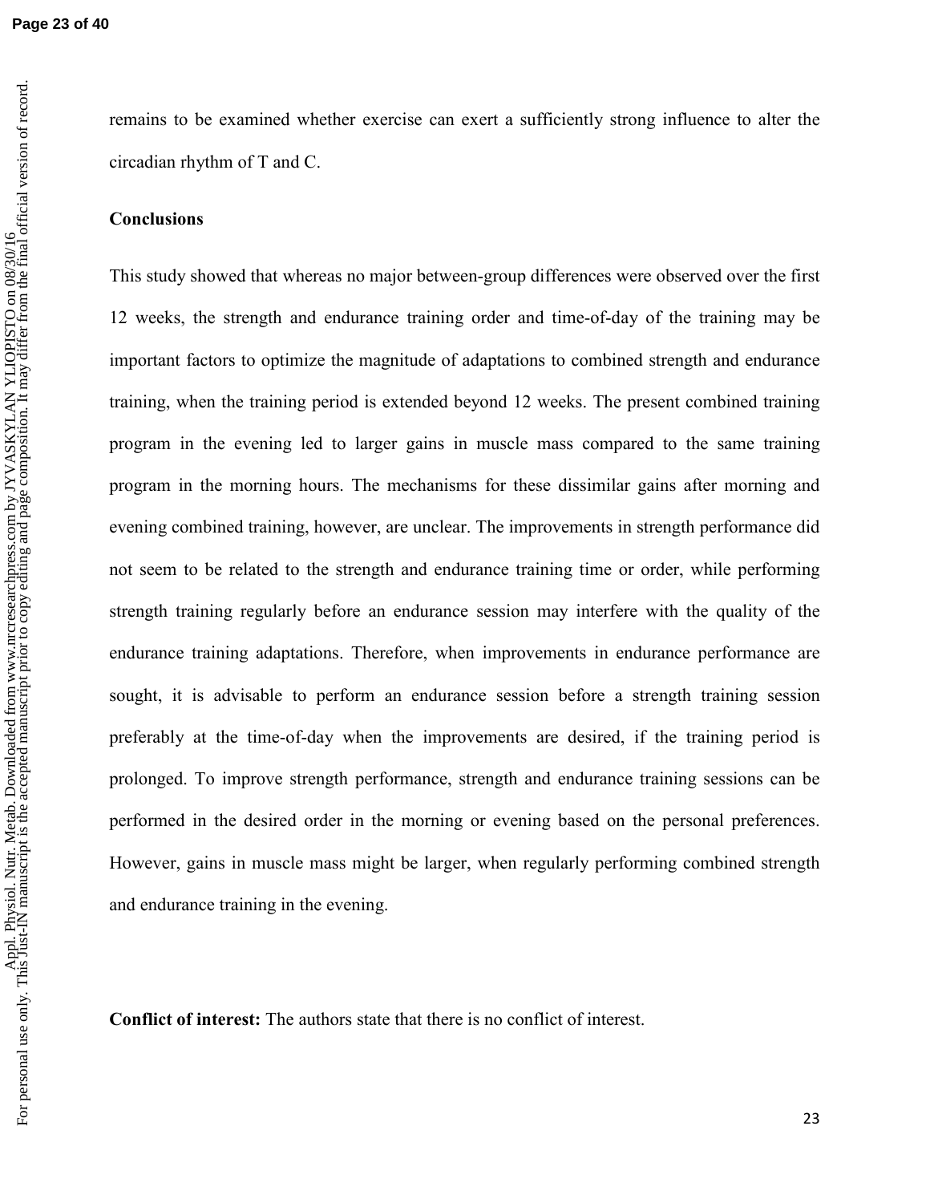remains to be examined whether exercise can exert a sufficiently strong influence to alter the circadian rhythm of T and C.

## Conclusions

This study showed that whereas no major between-group differences were observed over the first 12 weeks, the strength and endurance training order and time-of-day of the training may be important factors to optimize the magnitude of adaptations to combined strength and endurance training, when the training period is extended beyond 12 weeks. The present combined training program in the evening led to larger gains in muscle mass compared to the same training program in the morning hours. The mechanisms for these dissimilar gains after morning and evening combined training, however, are unclear. The improvements in strength performance did not seem to be related to the strength and endurance training time or order, while performing strength training regularly before an endurance session may interfere with the quality of the endurance training adaptations. Therefore, when improvements in endurance performance are sought, it is advisable to perform an endurance session before a strength training session preferably at the time-of-day when the improvements are desired, if the training period is prolonged. To improve strength performance, strength and endurance training sessions can be performed in the desired order in the morning or evening based on the personal preferences. However, gains in muscle mass might be larger, when regularly performing combined strength and endurance training in the evening.

**Conflict of interest:** The authors state that there is no conflict of interest.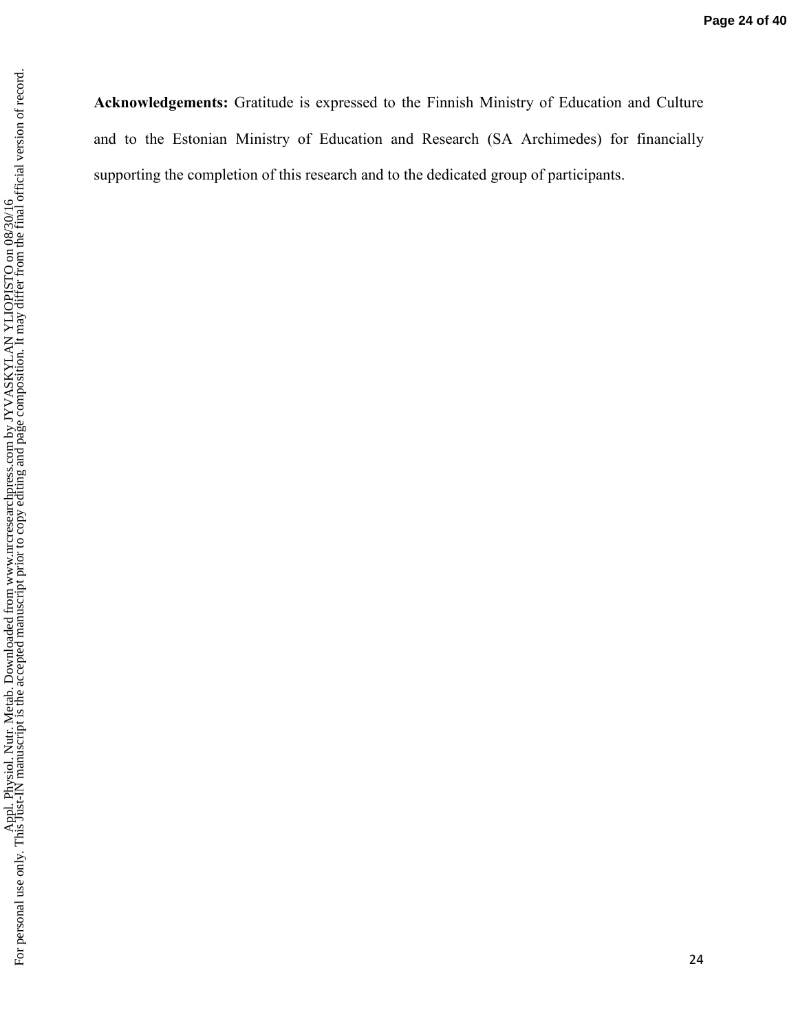**Acknowledgements:** Gratitude is expressed to the Finnish Ministry of Education and Culture and to the Estonian Ministry of Education and Research (SA Archimedes) for financially supporting the completion of this research and to the dedicated group of participants.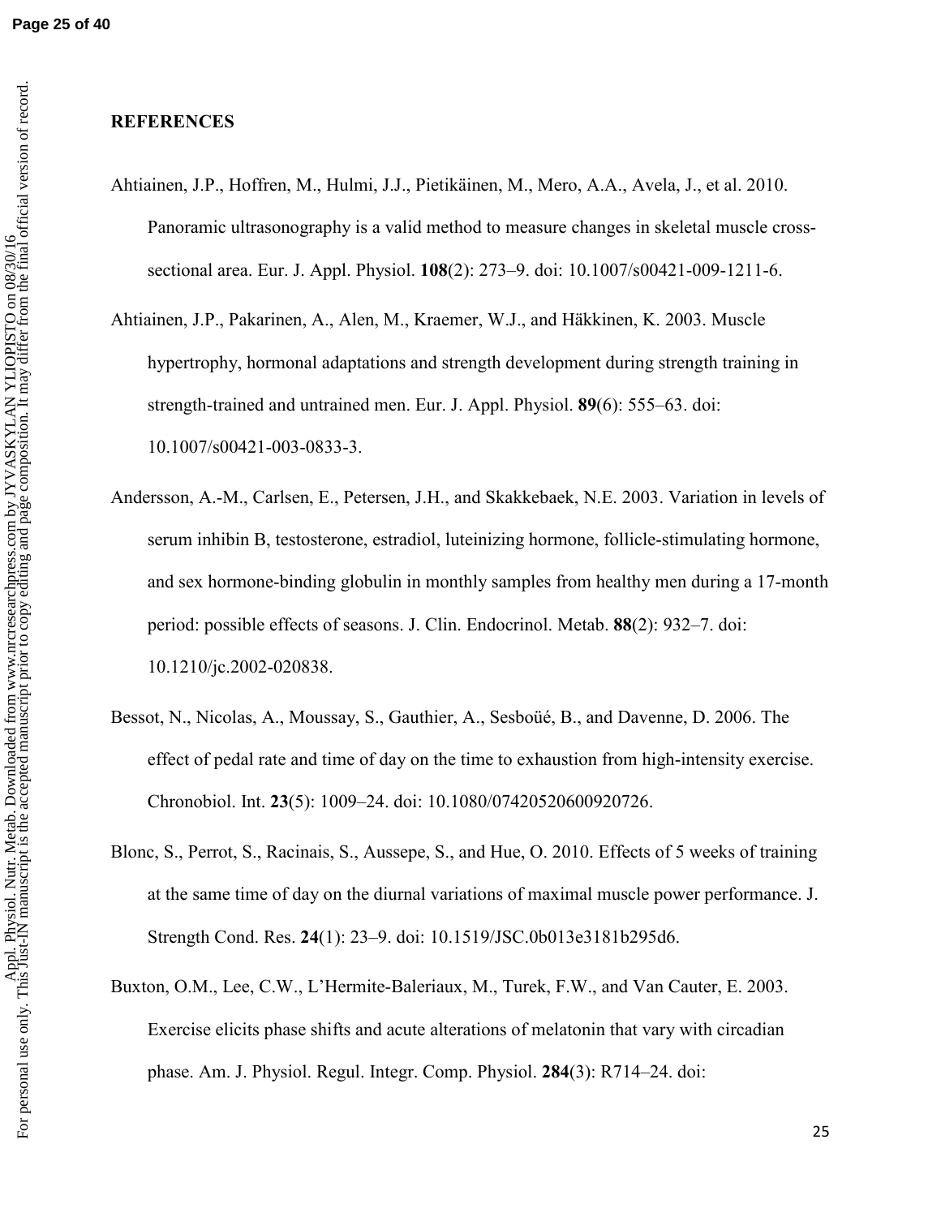# REFERENCES

Ahtiainen, J.P., Hoffren, M., Hulmi, J.J., Pietikäinen, M., Mero, A.A., Avela, J., et al. 2010. Panoramic ultrasonography is a valid method to measure changes in skeletal muscle cross-sectional area. Eur. J. Appl. Physiol. **108**(2): 273–9. doi: 10.1007/s00421-009-1211-6.

Ahtiainen, J.P., Pakarinen, A., Alen, M., Kraemer, W.J., and Häkkinen, K. 2003. Muscle hypertrophy, hormonal adaptations and strength development during strength training in strength-trained and untrained men. Eur. J. Appl. Physiol. **89**(6): 555–63. doi: 10.1007/s00421-003-0833-3.

Andersson, A.-M., Carlsen, E., Petersen, J.H., and Skakkebaek, N.E. 2003. Variation in levels of serum inhibin B, testosterone, estradiol, luteinizing hormone, follicle-stimulating hormone, and sex hormone-binding globulin in monthly samples from healthy men during a 17-month period: possible effects of seasons. J. Clin. Endocrinol. Metab. **88**(2): 932–7. doi: 10.1210/jc.2002-020838.

Bessot, N., Nicolas, A., Moussay, S., Gauthier, A., Sesboüé, B., and Davenne, D. 2006. The effect of pedal rate and time of day on the time to exhaustion from high-intensity exercise. Chronobiol. Int. **23**(5): 1009–24. doi: 10.1080/07420520600920726.

Blonc, S., Perrot, S., Racinais, S., Aussepe, S., and Hue, O. 2010. Effects of 5 weeks of training at the same time of day on the diurnal variations of maximal muscle power performance. J. Strength Cond. Res. **24**(1): 23–9. doi: 10.1519/JSC.0b013e3181b295d6.

Buxton, O.M., Lee, C.W., L'Hermite-Baleriaux, M., Turek, F.W., and Van Cauter, E. 2003. Exercise elicits phase shifts and acute alterations of melatonin that vary with circadian phase. Am. J. Physiol. Regul. Integr. Comp. Physiol. **284**(3): R714–24. doi: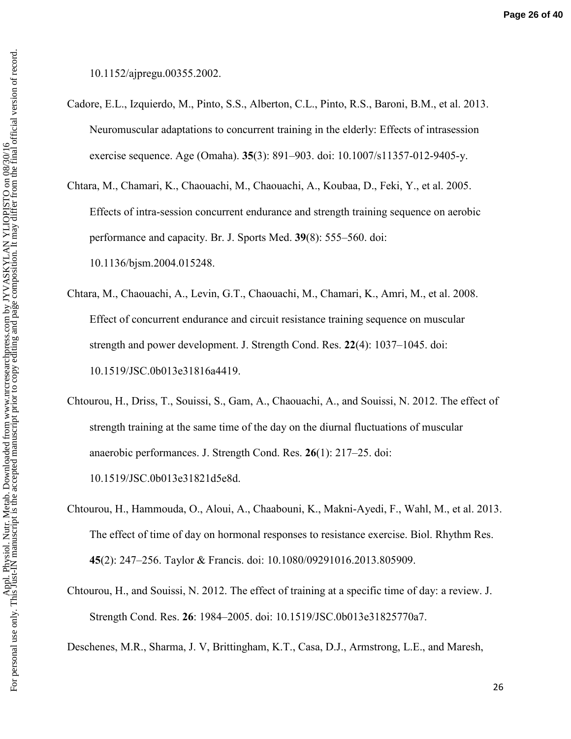10.1152/ajpregu.00355.2002.

Cadore, E.L., Izquierdo, M., Pinto, S.S., Alberton, C.L., Pinto, R.S., Baroni, B.M., et al. 2013. Neuromuscular adaptations to concurrent training in the elderly: Effects of intrasession exercise sequence. Age (Omaha). **35**(3): 891–903. doi: 10.1007/s11357-012-9405-y.

Chtara, M., Chamari, K., Chaouachi, M., Chaouachi, A., Koubaa, D., Feki, Y., et al. 2005. Effects of intra-session concurrent endurance and strength training sequence on aerobic performance and capacity. Br. J. Sports Med. **39**(8): 555–560. doi: 10.1136/bjsm.2004.015248.

Chtara, M., Chaouachi, A., Levin, G.T., Chaouachi, M., Chamari, K., Amri, M., et al. 2008. Effect of concurrent endurance and circuit resistance training sequence on muscular strength and power development. J. Strength Cond. Res. **22**(4): 1037–1045. doi: 10.1519/JSC.0b013e31816a4419.

Chtourou, H., Driss, T., Souissi, S., Gam, A., Chaouachi, A., and Souissi, N. 2012. The effect of strength training at the same time of the day on the diurnal fluctuations of muscular anaerobic performances. J. Strength Cond. Res. **26**(1): 217–25. doi: 10.1519/JSC.0b013e31821d5e8d.

Chtourou, H., Hammouda, O., Aloui, A., Chaabouni, K., Makni-Ayedi, F., Wahl, M., et al. 2013. The effect of time of day on hormonal responses to resistance exercise. Biol. Rhythm Res. **45**(2): 247–256. Taylor & Francis. doi: 10.1080/09291016.2013.805909.

Chtourou, H., and Souissi, N. 2012. The effect of training at a specific time of day: a review. J. Strength Cond. Res. **26**: 1984–2005. doi: 10.1519/JSC.0b013e31825770a7.

Deschenes, M.R., Sharma, J. V, Brittingham, K.T., Casa, D.J., Armstrong, L.E., and Maresh,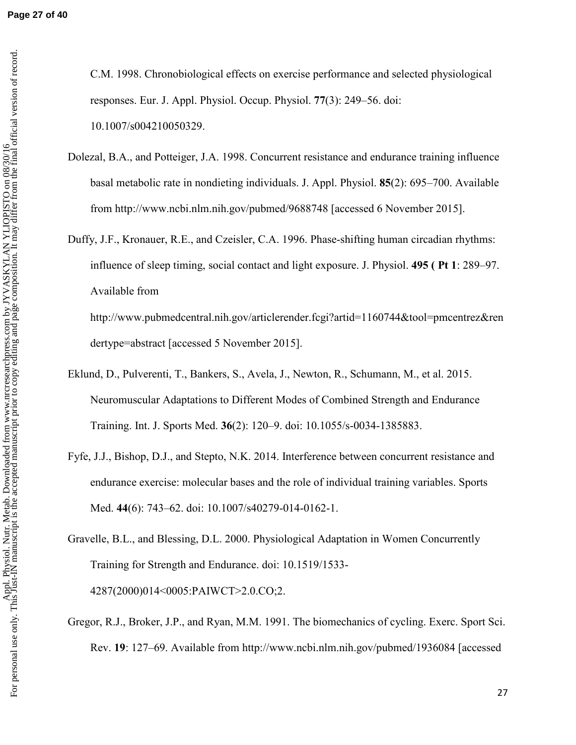C.M. 1998. Chronobiological effects on exercise performance and selected physiological responses. Eur. J. Appl. Physiol. Occup. Physiol. **77**(3): 249–56. doi: 10.1007/s004210050329.

Dolezal, B.A., and Potteiger, J.A. 1998. Concurrent resistance and endurance training influence basal metabolic rate in nondieting individuals. J. Appl. Physiol. **85**(2): 695–700. Available from http://www.ncbi.nlm.nih.gov/pubmed/9688748 [accessed 6 November 2015].

Duffy, J.F., Kronauer, R.E., and Czeisler, C.A. 1996. Phase-shifting human circadian rhythms: influence of sleep timing, social contact and light exposure. J. Physiol. **495 ( Pt 1**: 289–97. Available from http://www.pubmedcentral.nih.gov/articlerender.fcgi?artid=1160744&tool=pmcentrez&rendertype=abstract [accessed 5 November 2015].

Eklund, D., Pulverenti, T., Bankers, S., Avela, J., Newton, R., Schumann, M., et al. 2015. Neuromuscular Adaptations to Different Modes of Combined Strength and Endurance Training. Int. J. Sports Med. **36**(2): 120–9. doi: 10.1055/s-0034-1385883.

Fyfe, J.J., Bishop, D.J., and Stepto, N.K. 2014. Interference between concurrent resistance and endurance exercise: molecular bases and the role of individual training variables. Sports Med. **44**(6): 743–62. doi: 10.1007/s40279-014-0162-1.

Gravelle, B.L., and Blessing, D.L. 2000. Physiological Adaptation in Women Concurrently Training for Strength and Endurance. doi: 10.1519/1533-4287(2000)014<0005:PAIWCT>2.0.CO;2.

Gregor, R.J., Broker, J.P., and Ryan, M.M. 1991. The biomechanics of cycling. Exerc. Sport Sci. Rev. **19**: 127–69. Available from http://www.ncbi.nlm.nih.gov/pubmed/1936084 [accessed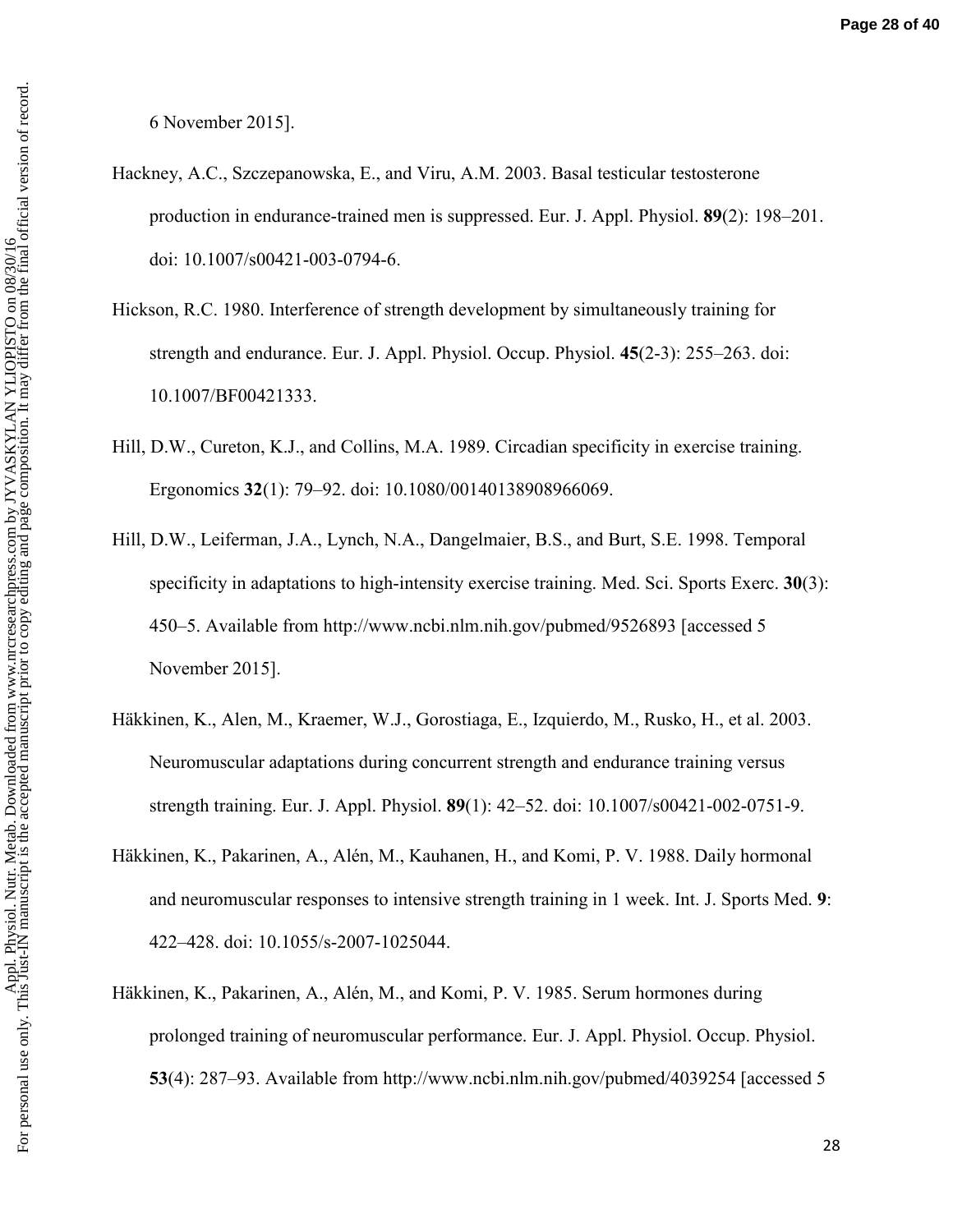6 November 2015].

Hackney, A.C., Szczepanowska, E., and Viru, A.M. 2003. Basal testicular testosterone production in endurance-trained men is suppressed. Eur. J. Appl. Physiol. **89**(2): 198–201. doi: 10.1007/s00421-003-0794-6.

Hickson, R.C. 1980. Interference of strength development by simultaneously training for strength and endurance. Eur. J. Appl. Physiol. Occup. Physiol. **45**(2-3): 255–263. doi: 10.1007/BF00421333.

Hill, D.W., Cureton, K.J., and Collins, M.A. 1989. Circadian specificity in exercise training. Ergonomics **32**(1): 79–92. doi: 10.1080/00140138908966069.

Hill, D.W., Leiferman, J.A., Lynch, N.A., Dangelmaier, B.S., and Burt, S.E. 1998. Temporal specificity in adaptations to high-intensity exercise training. Med. Sci. Sports Exerc. **30**(3): 450–5. Available from http://www.ncbi.nlm.nih.gov/pubmed/9526893 [accessed 5 November 2015].

Häkkinen, K., Alen, M., Kraemer, W.J., Gorostiaga, E., Izquierdo, M., Rusko, H., et al. 2003. Neuromuscular adaptations during concurrent strength and endurance training versus strength training. Eur. J. Appl. Physiol. **89**(1): 42–52. doi: 10.1007/s00421-002-0751-9.

Häkkinen, K., Pakarinen, A., Alén, M., Kauhanen, H., and Komi, P. V. 1988. Daily hormonal and neuromuscular responses to intensive strength training in 1 week. Int. J. Sports Med. **9**: 422–428. doi: 10.1055/s-2007-1025044.

Häkkinen, K., Pakarinen, A., Alén, M., and Komi, P. V. 1985. Serum hormones during prolonged training of neuromuscular performance. Eur. J. Appl. Physiol. Occup. Physiol. **53**(4): 287–93. Available from http://www.ncbi.nlm.nih.gov/pubmed/4039254 [accessed 5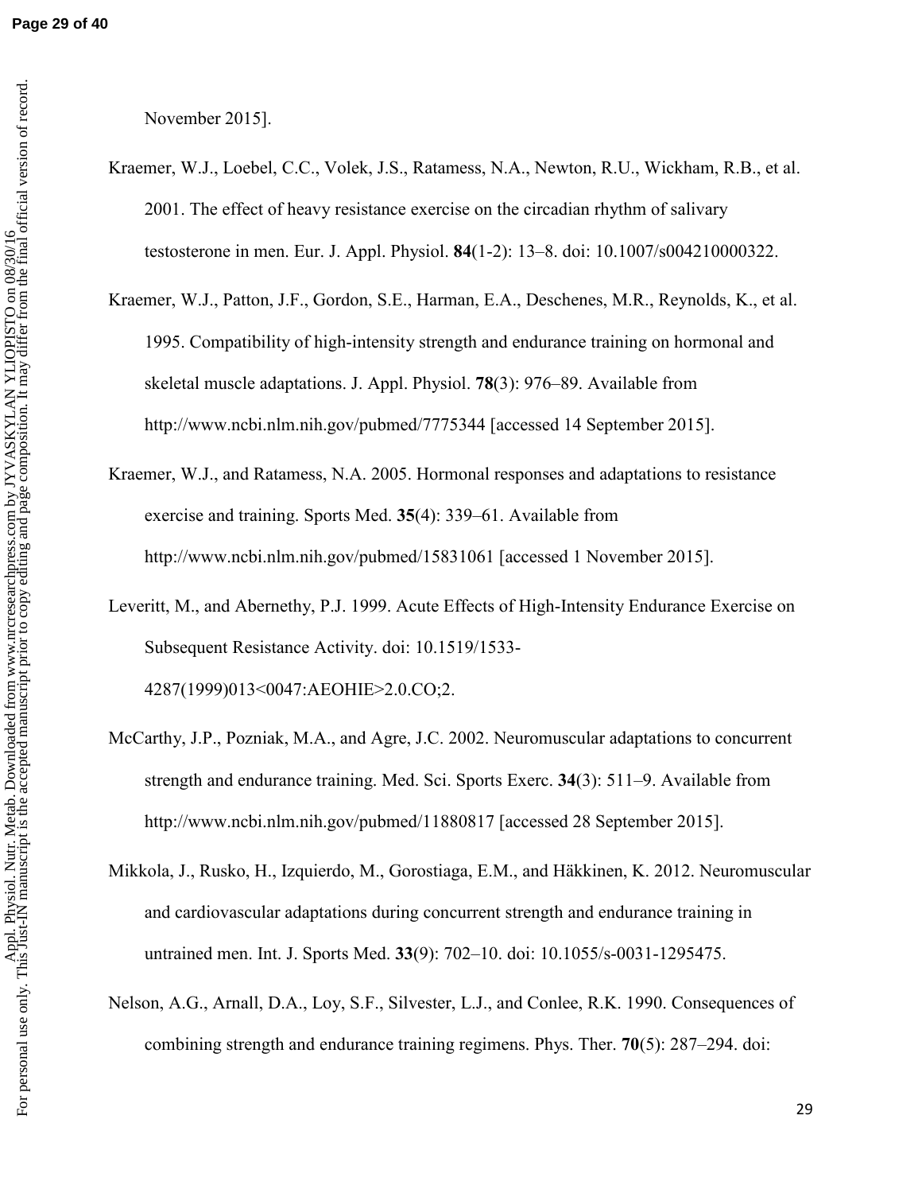November 2015].

Kraemer, W.J., Loebel, C.C., Volek, J.S., Ratamess, N.A., Newton, R.U., Wickham, R.B., et al. 2001. The effect of heavy resistance exercise on the circadian rhythm of salivary testosterone in men. Eur. J. Appl. Physiol. **84**(1-2): 13–8. doi: 10.1007/s004210000322.

Kraemer, W.J., Patton, J.F., Gordon, S.E., Harman, E.A., Deschenes, M.R., Reynolds, K., et al. 1995. Compatibility of high-intensity strength and endurance training on hormonal and skeletal muscle adaptations. J. Appl. Physiol. **78**(3): 976–89. Available from http://www.ncbi.nlm.nih.gov/pubmed/7775344 [accessed 14 September 2015].

Kraemer, W.J., and Ratamess, N.A. 2005. Hormonal responses and adaptations to resistance exercise and training. Sports Med. **35**(4): 339–61. Available from http://www.ncbi.nlm.nih.gov/pubmed/15831061 [accessed 1 November 2015].

Leveritt, M., and Abernethy, P.J. 1999. Acute Effects of High-Intensity Endurance Exercise on Subsequent Resistance Activity. doi: 10.1519/1533-4287(1999)013<0047:AEOHIE>2.0.CO;2.

McCarthy, J.P., Pozniak, M.A., and Agre, J.C. 2002. Neuromuscular adaptations to concurrent strength and endurance training. Med. Sci. Sports Exerc. **34**(3): 511–9. Available from http://www.ncbi.nlm.nih.gov/pubmed/11880817 [accessed 28 September 2015].

Mikkola, J., Rusko, H., Izquierdo, M., Gorostiaga, E.M., and Häkkinen, K. 2012. Neuromuscular and cardiovascular adaptations during concurrent strength and endurance training in untrained men. Int. J. Sports Med. **33**(9): 702–10. doi: 10.1055/s-0031-1295475.

Nelson, A.G., Arnall, D.A., Loy, S.F., Silvester, L.J., and Conlee, R.K. 1990. Consequences of combining strength and endurance training regimens. Phys. Ther. **70**(5): 287–294. doi: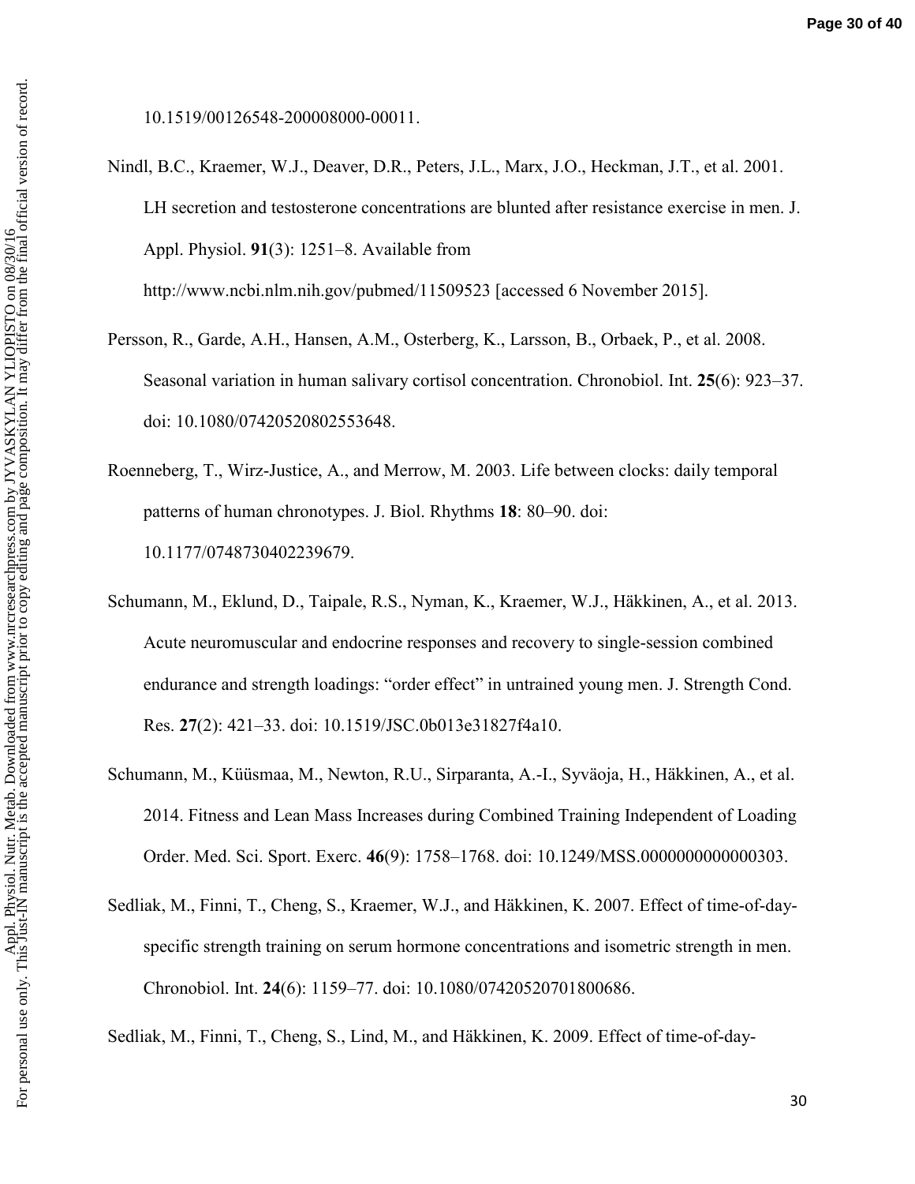10.1519/00126548-200008000-00011.

Nindl, B.C., Kraemer, W.J., Deaver, D.R., Peters, J.L., Marx, J.O., Heckman, J.T., et al. 2001. LH secretion and testosterone concentrations are blunted after resistance exercise in men. J. Appl. Physiol. **91**(3): 1251–8. Available from http://www.ncbi.nlm.nih.gov/pubmed/11509523 [accessed 6 November 2015].

Persson, R., Garde, A.H., Hansen, A.M., Osterberg, K., Larsson, B., Orbaek, P., et al. 2008. Seasonal variation in human salivary cortisol concentration. Chronobiol. Int. **25**(6): 923–37. doi: 10.1080/07420520802553648.

Roenneberg, T., Wirz-Justice, A., and Merrow, M. 2003. Life between clocks: daily temporal patterns of human chronotypes. J. Biol. Rhythms **18**: 80–90. doi: 10.1177/0748730402239679.

Schumann, M., Eklund, D., Taipale, R.S., Nyman, K., Kraemer, W.J., Häkkinen, A., et al. 2013. Acute neuromuscular and endocrine responses and recovery to single-session combined endurance and strength loadings: "order effect" in untrained young men. J. Strength Cond. Res. **27**(2): 421–33. doi: 10.1519/JSC.0b013e31827f4a10.

Schumann, M., Küüsmaa, M., Newton, R.U., Sirparanta, A.-I., Syväoja, H., Häkkinen, A., et al. 2014. Fitness and Lean Mass Increases during Combined Training Independent of Loading Order. Med. Sci. Sport. Exerc. **46**(9): 1758–1768. doi: 10.1249/MSS.0000000000000303.

Sedliak, M., Finni, T., Cheng, S., Kraemer, W.J., and Häkkinen, K. 2007. Effect of time-of-day-specific strength training on serum hormone concentrations and isometric strength in men. Chronobiol. Int. **24**(6): 1159–77. doi: 10.1080/07420520701800686.

Sedliak, M., Finni, T., Cheng, S., Lind, M., and Häkkinen, K. 2009. Effect of time-of-day-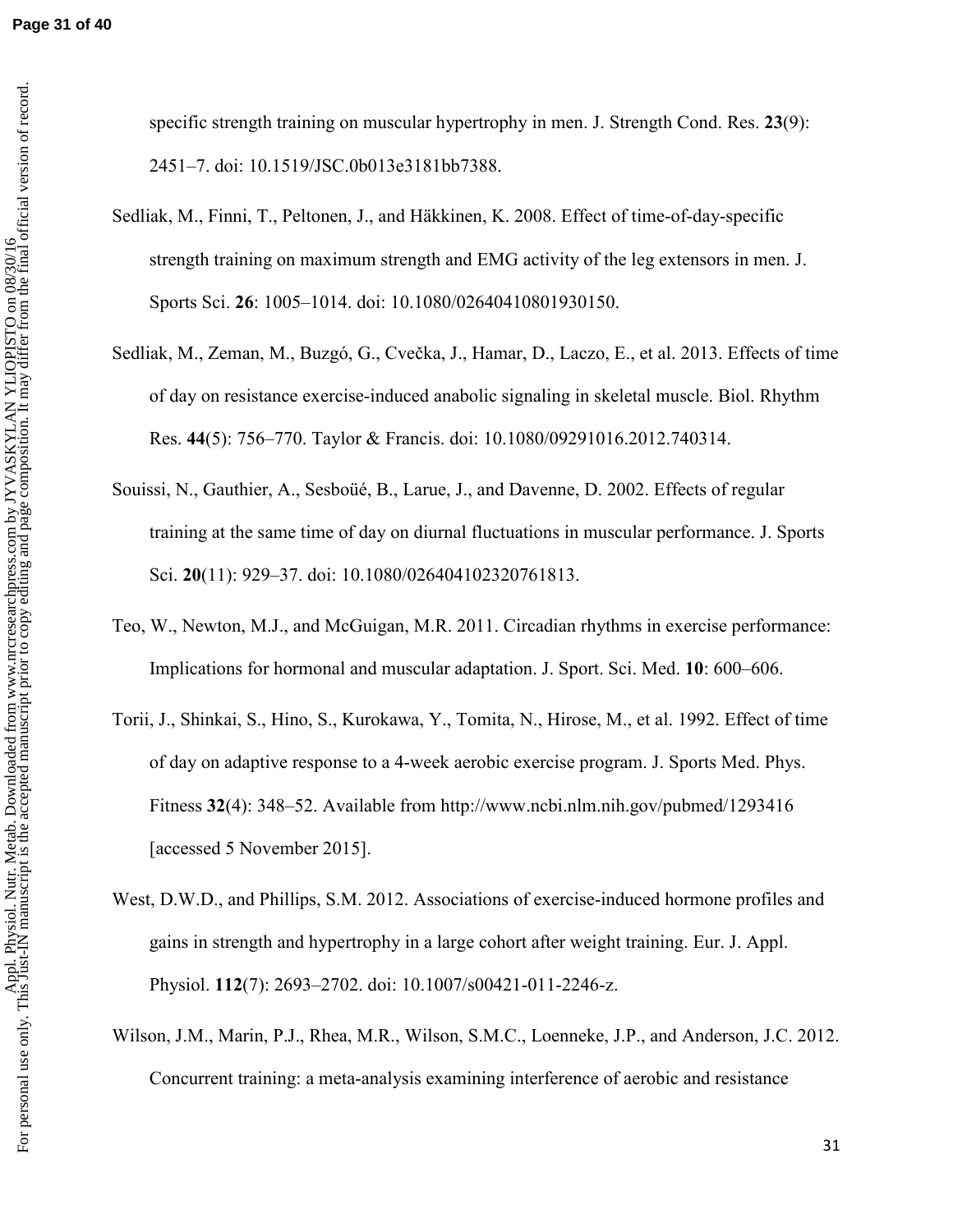specific strength training on muscular hypertrophy in men. J. Strength Cond. Res. **23**(9): 2451–7. doi: 10.1519/JSC.0b013e3181bb7388.

Sedliak, M., Finni, T., Peltonen, J., and Häkkinen, K. 2008. Effect of time-of-day-specific strength training on maximum strength and EMG activity of the leg extensors in men. J. Sports Sci. **26**: 1005–1014. doi: 10.1080/02640410801930150.

Sedliak, M., Zeman, M., Buzgó, G., Cvečka, J., Hamar, D., Laczo, E., et al. 2013. Effects of time of day on resistance exercise-induced anabolic signaling in skeletal muscle. Biol. Rhythm Res. **44**(5): 756–770. Taylor & Francis. doi: 10.1080/09291016.2012.740314.

Souissi, N., Gauthier, A., Sesboüé, B., Larue, J., and Davenne, D. 2002. Effects of regular training at the same time of day on diurnal fluctuations in muscular performance. J. Sports Sci. **20**(11): 929–37. doi: 10.1080/026404102320761813.

Teo, W., Newton, M.J., and McGuigan, M.R. 2011. Circadian rhythms in exercise performance: Implications for hormonal and muscular adaptation. J. Sport. Sci. Med. **10**: 600–606.

Torii, J., Shinkai, S., Hino, S., Kurokawa, Y., Tomita, N., Hirose, M., et al. 1992. Effect of time of day on adaptive response to a 4-week aerobic exercise program. J. Sports Med. Phys. Fitness **32**(4): 348–52. Available from http://www.ncbi.nlm.nih.gov/pubmed/1293416 [accessed 5 November 2015].

West, D.W.D., and Phillips, S.M. 2012. Associations of exercise-induced hormone profiles and gains in strength and hypertrophy in a large cohort after weight training. Eur. J. Appl. Physiol. **112**(7): 2693–2702. doi: 10.1007/s00421-011-2246-z.

Wilson, J.M., Marin, P.J., Rhea, M.R., Wilson, S.M.C., Loenneke, J.P., and Anderson, J.C. 2012. Concurrent training: a meta-analysis examining interference of aerobic and resistance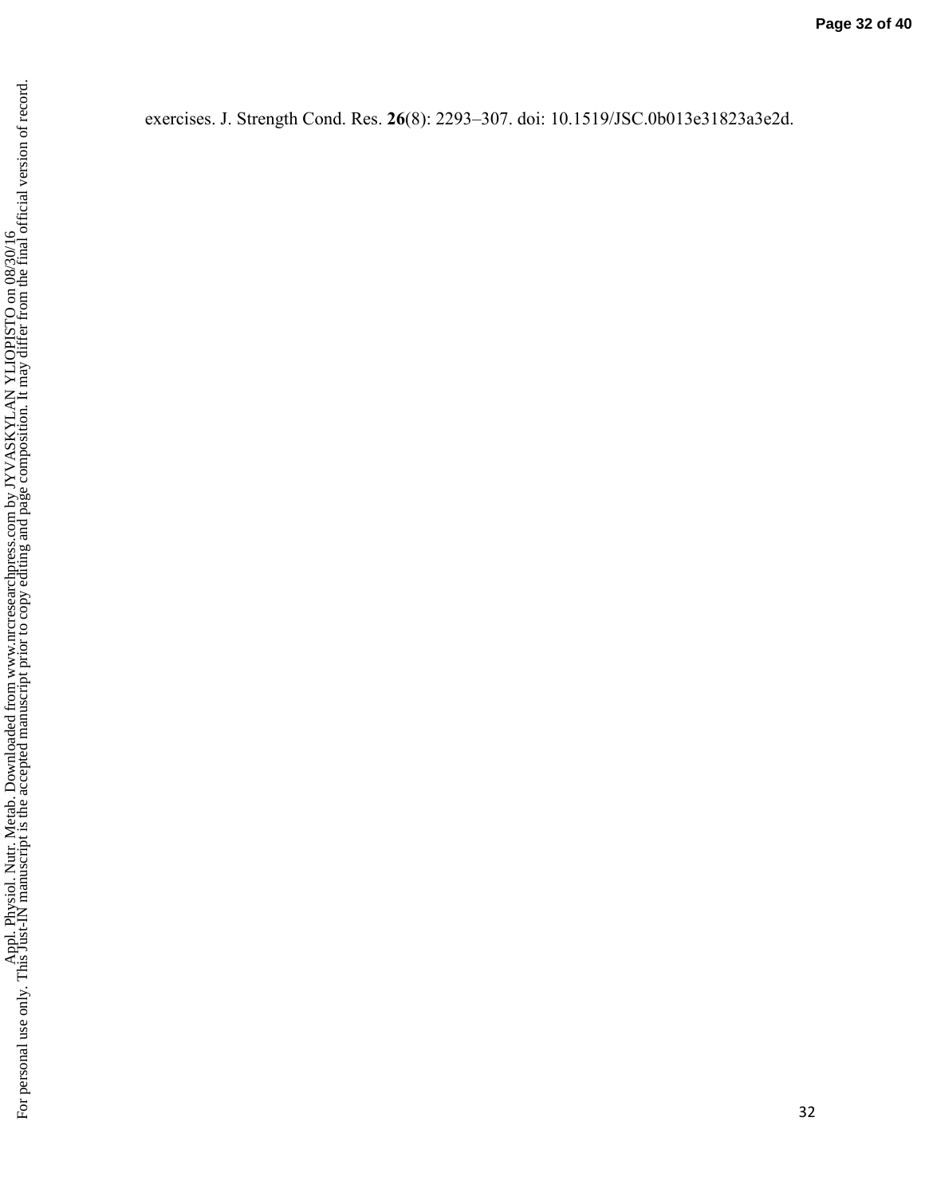exercises. J. Strength Cond. Res. **26**(8): 2293–307. doi: 10.1519/JSC.0b013e31823a3e2d.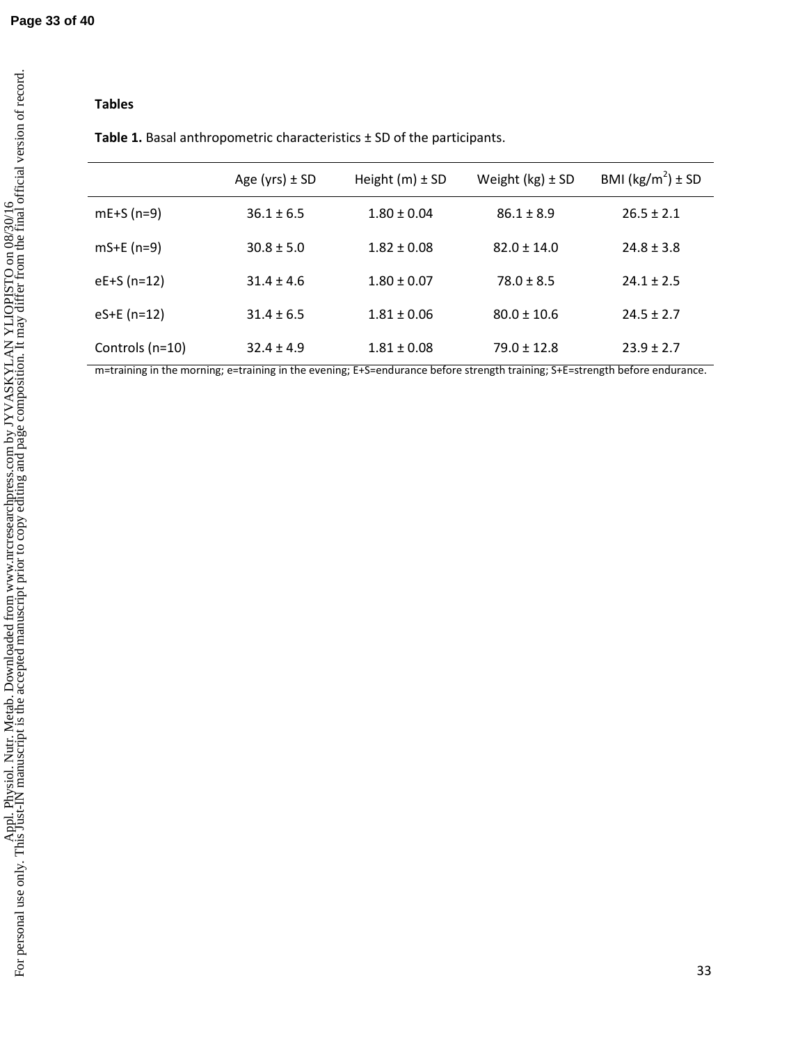## Tables

**Table 1.** Basal anthropometric characteristics ± SD of the participants.

| | Age (yrs) ± SD | Height (m) ± SD | Weight (kg) ± SD | BMI (kg/m$^2$) ± SD |
|---|---|---|---|---|
| mE+S (n=9) | 36.1 ± 6.5 | 1.80 ± 0.04 | 86.1 ± 8.9 | 26.5 ± 2.1 |
| mS+E (n=9) | 30.8 ± 5.0 | 1.82 ± 0.08 | 82.0 ± 14.0 | 24.8 ± 3.8 |
| eE+S (n=12) | 31.4 ± 4.6 | 1.80 ± 0.07 | 78.0 ± 8.5 | 24.1 ± 2.5 |
| eS+E (n=12) | 31.4 ± 6.5 | 1.81 ± 0.06 | 80.0 ± 10.6 | 24.5 ± 2.7 |
| Controls (n=10) | 32.4 ± 4.9 | 1.81 ± 0.08 | 79.0 ± 12.8 | 23.9 ± 2.7 |

m=training in the morning; e=training in the evening; E+S=endurance before strength training; S+E=strength before endurance.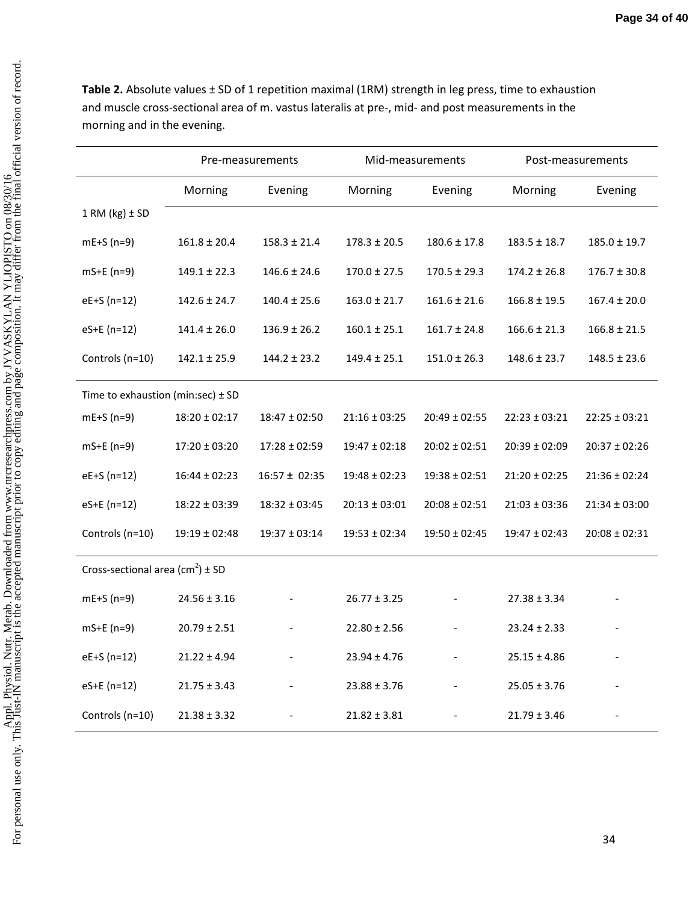**Table 2.** Absolute values ± SD of 1 repetition maximal (1RM) strength in leg press, time to exhaustion and muscle cross-sectional area of m. vastus lateralis at pre-, mid- and post measurements in the morning and in the evening.

| | Pre-measurements | | Mid-measurements | | Post-measurements | |
|---|---|---|---|---|---|---|
| | Morning | Evening | Morning | Evening | Morning | Evening |
| 1 RM (kg) ± SD | | | | | | |
| mE+S (n=9) | 161.8 ± 20.4 | 158.3 ± 21.4 | 178.3 ± 20.5 | 180.6 ± 17.8 | 183.5 ± 18.7 | 185.0 ± 19.7 |
| mS+E (n=9) | 149.1 ± 22.3 | 146.6 ± 24.6 | 170.0 ± 27.5 | 170.5 ± 29.3 | 174.2 ± 26.8 | 176.7 ± 30.8 |
| eE+S (n=12) | 142.6 ± 24.7 | 140.4 ± 25.6 | 163.0 ± 21.7 | 161.6 ± 21.6 | 166.8 ± 19.5 | 167.4 ± 20.0 |
| eS+E (n=12) | 141.4 ± 26.0 | 136.9 ± 26.2 | 160.1 ± 25.1 | 161.7 ± 24.8 | 166.6 ± 21.3 | 166.8 ± 21.5 |
| Controls (n=10) | 142.1 ± 25.9 | 144.2 ± 23.2 | 149.4 ± 25.1 | 151.0 ± 26.3 | 148.6 ± 23.7 | 148.5 ± 23.6 |
| Time to exhaustion (min:sec) ± SD | | | | | | |
| mE+S (n=9) | 18:20 ± 02:17 | 18:47 ± 02:50 | 21:16 ± 03:25 | 20:49 ± 02:55 | 22:23 ± 03:21 | 22:25 ± 03:21 |
| mS+E (n=9) | 17:20 ± 03:20 | 17:28 ± 02:59 | 19:47 ± 02:18 | 20:02 ± 02:51 | 20:39 ± 02:09 | 20:37 ± 02:26 |
| eE+S (n=12) | 16:44 ± 02:23 | 16:57 ± 02:35 | 19:48 ± 02:23 | 19:38 ± 02:51 | 21:20 ± 02:25 | 21:36 ± 02:24 |
| eS+E (n=12) | 18:22 ± 03:39 | 18:32 ± 03:45 | 20:13 ± 03:01 | 20:08 ± 02:51 | 21:03 ± 03:36 | 21:34 ± 03:00 |
| Controls (n=10) | 19:19 ± 02:48 | 19:37 ± 03:14 | 19:53 ± 02:34 | 19:50 ± 02:45 | 19:47 ± 02:43 | 20:08 ± 02:31 |
| Cross-sectional area ($cm^2$) ± SD | | | | | | |
| mE+S (n=9) | 24.56 ± 3.16 | - | 26.77 ± 3.25 | - | 27.38 ± 3.34 | - |
| mS+E (n=9) | 20.79 ± 2.51 | - | 22.80 ± 2.56 | - | 23.24 ± 2.33 | - |
| eE+S (n=12) | 21.22 ± 4.94 | - | 23.94 ± 4.76 | - | 25.15 ± 4.86 | - |
| eS+E (n=12) | 21.75 ± 3.43 | - | 23.88 ± 3.76 | - | 25.05 ± 3.76 | - |
| Controls (n=10) | 21.38 ± 3.32 | - | 21.82 ± 3.81 | - | 21.79 ± 3.46 | - |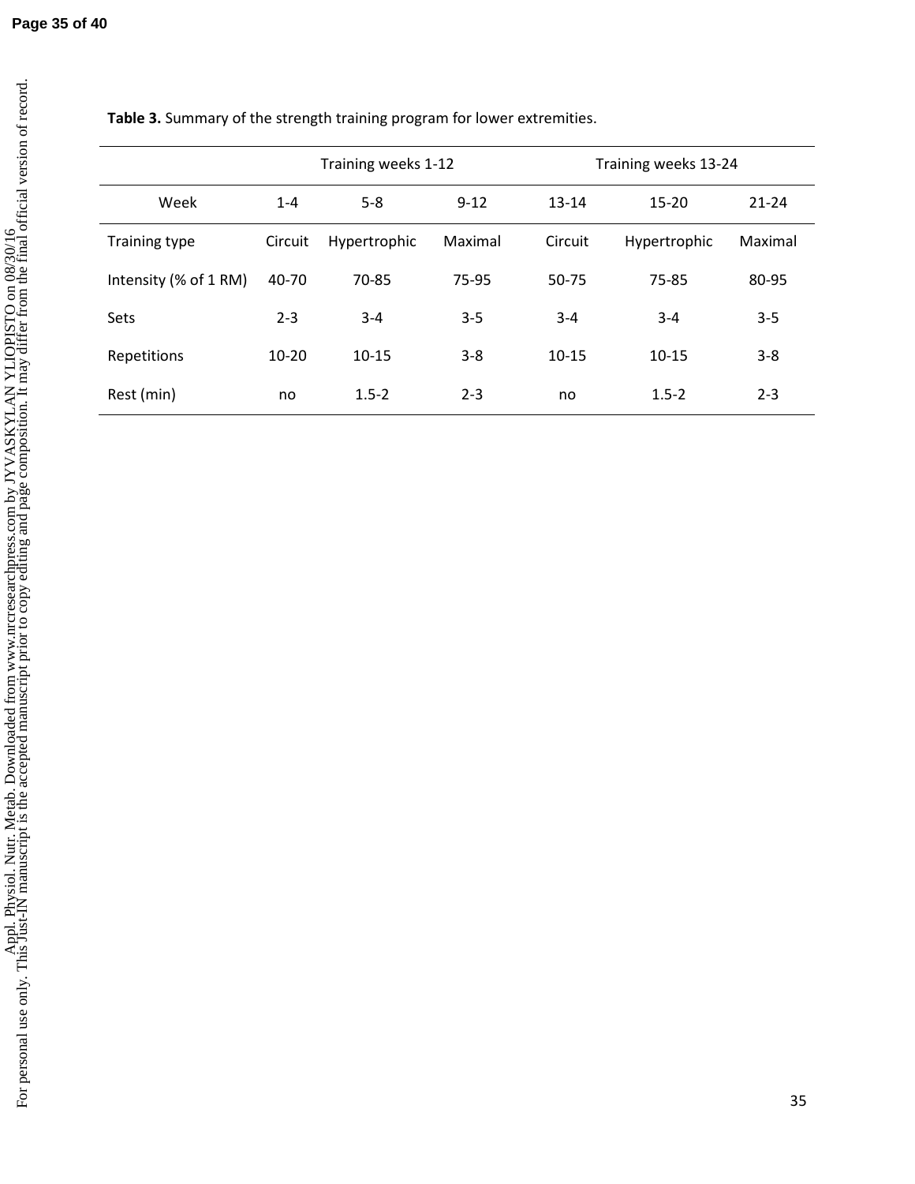**Table 3.** Summary of the strength training program for lower extremities.

| | Training weeks 1-12 | | | Training weeks 13-24 | | |
|---|---|---|---|---|---|---|
| Week | 1-4 | 5-8 | 9-12 | 13-14 | 15-20 | 21-24 |
| Training type | Circuit | Hypertrophic | Maximal | Circuit | Hypertrophic | Maximal |
| Intensity (% of 1 RM) | 40-70 | 70-85 | 75-95 | 50-75 | 75-85 | 80-95 |
| Sets | 2-3 | 3-4 | 3-5 | 3-4 | 3-4 | 3-5 |
| Repetitions | 10-20 | 10-15 | 3-8 | 10-15 | 10-15 | 3-8 |
| Rest (min) | no | 1.5-2 | 2-3 | no | 1.5-2 | 2-3 |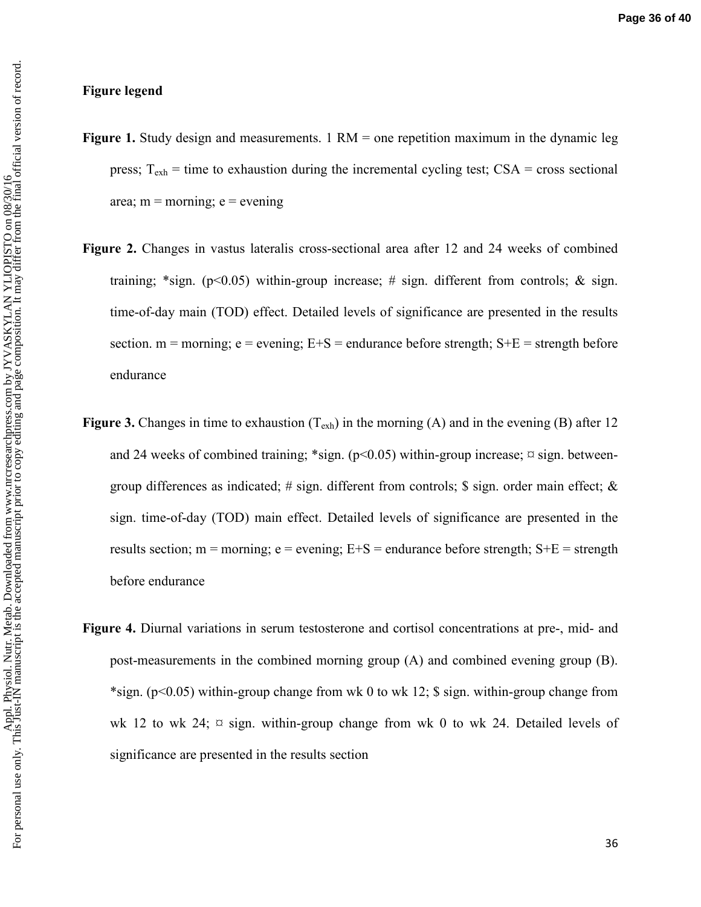**Figure legend**

**Figure 1.** Study design and measurements. 1 RM = one repetition maximum in the dynamic leg press; $T_{exh}$ = time to exhaustion during the incremental cycling test; CSA = cross sectional area; m = morning; e = evening

**Figure 2.** Changes in vastus lateralis cross-sectional area after 12 and 24 weeks of combined training; *sign. ($p<0.05$) within-group increase; # sign. different from controls; & sign. time-of-day main (TOD) effect. Detailed levels of significance are presented in the results section. m = morning; e = evening; E+S = endurance before strength; S+E = strength before endurance

**Figure 3.** Changes in time to exhaustion ($T_{exh}$) in the morning (A) and in the evening (B) after 12 and 24 weeks of combined training; *sign. ($p<0.05$) within-group increase; ¤ sign. between-group differences as indicated; # sign. different from controls; $ sign. order main effect; & sign. time-of-day (TOD) main effect. Detailed levels of significance are presented in the results section; m = morning; e = evening; E+S = endurance before strength; S+E = strength before endurance

**Figure 4.** Diurnal variations in serum testosterone and cortisol concentrations at pre-, mid- and post-measurements in the combined morning group (A) and combined evening group (B). *sign. ($p<0.05$) within-group change from wk 0 to wk 12; $ sign. within-group change from wk 12 to wk 24; ¤ sign. within-group change from wk 0 to wk 24. Detailed levels of significance are presented in the results section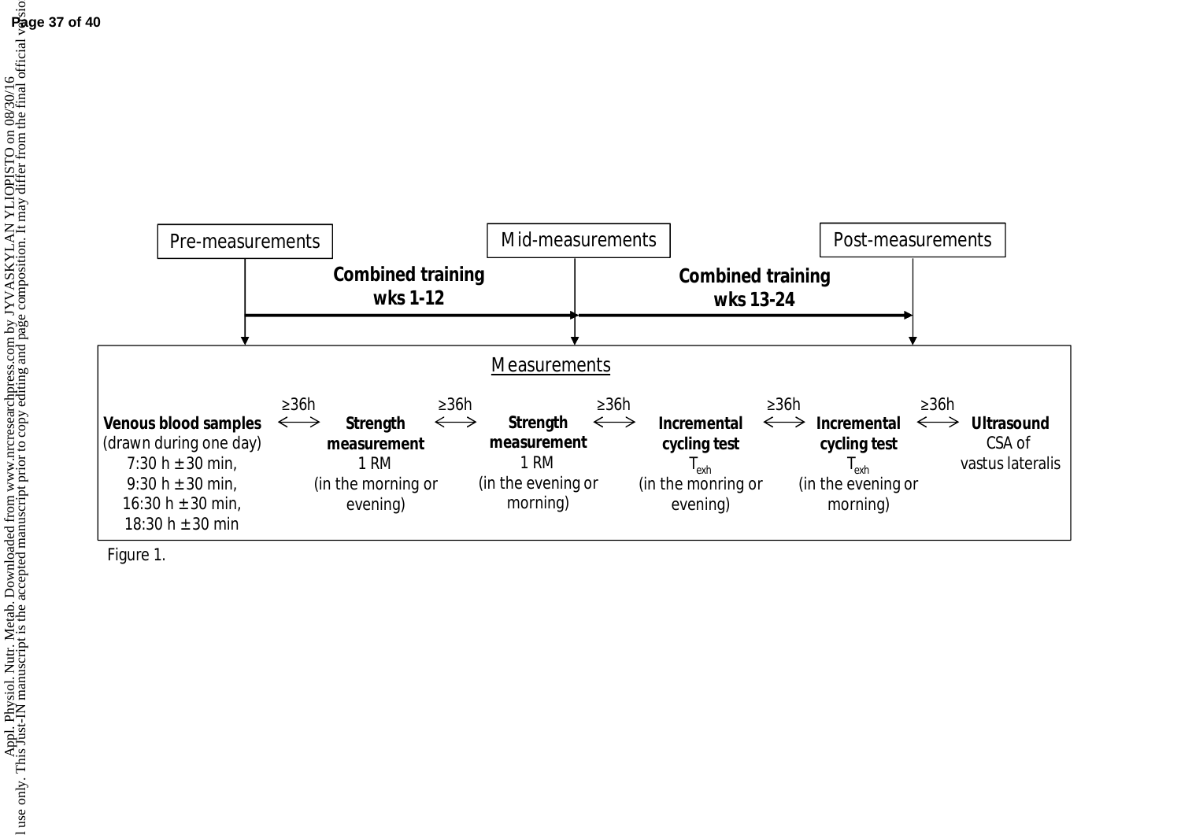Pre-measurements

Mid-measurements

Post-measurements

**Combined training wks 1-12**

**Combined training wks 13-24**

Measurements

**Venous blood samples** (drawn during one day) 7:30 h ± 30 min, 9:30 h ± 30 min, 16:30 h ± 30 min, 18:30 h ± 30 min

≥36h

**Strength measurement** 1 RM (in the morning or evening)

≥36h

**Strength measurement** 1 RM (in the evening or morning)

≥36h

**Incremental cycling test** $T_{exh}$ (in the monring or evening)

≥36h

**Incremental cycling test** $T_{exh}$ (in the evening or morning)

≥36h

**Ultrasound** CSA of vastus lateralis

Figure 1.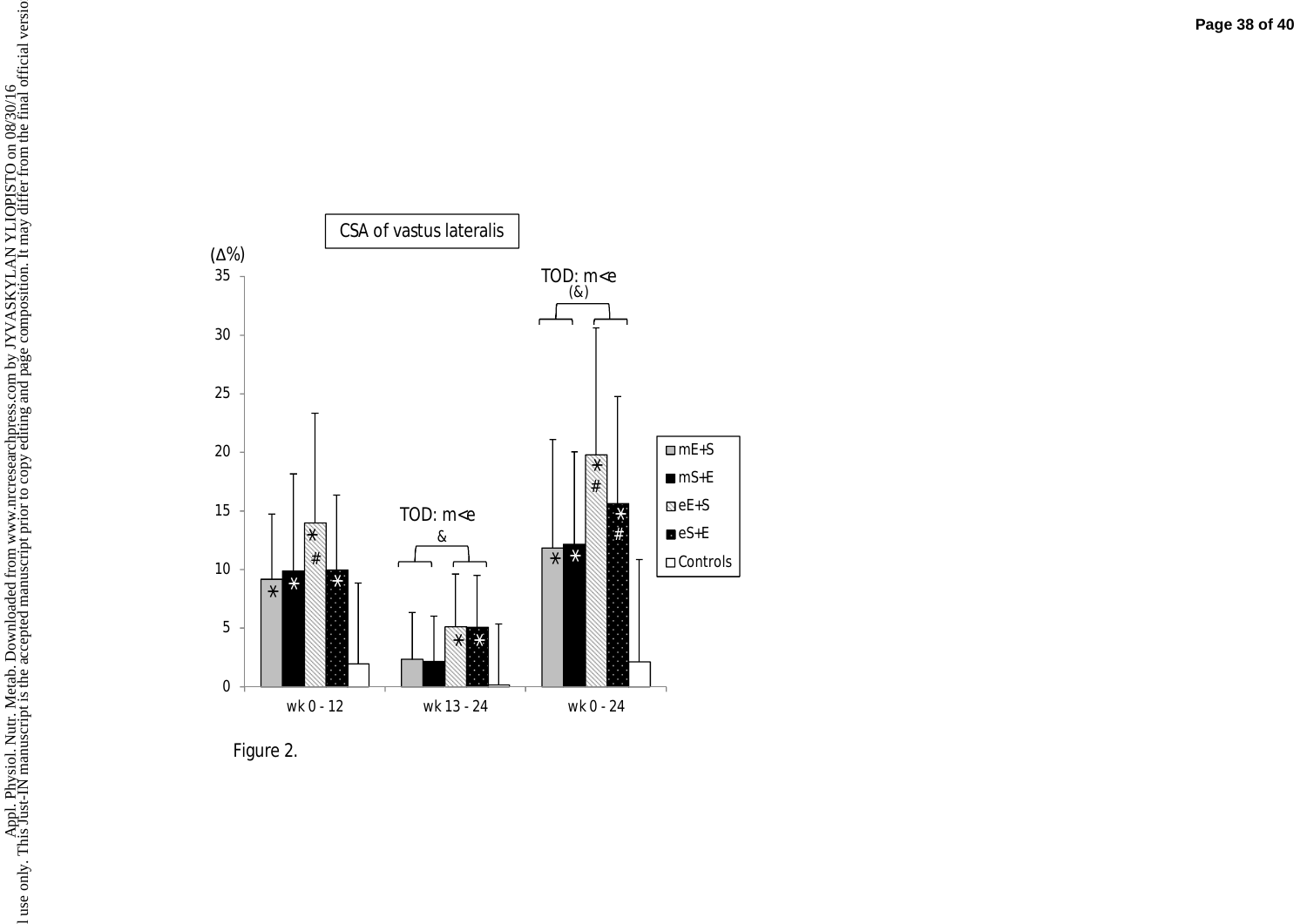CSA of vastus lateralis

(Δ%)

35

30

25

20

15

10

5

0

TOD: m<e

(&)

TOD: m<e

&

wk 0 - 12

wk 13 - 24

wk 0 - 24

mE+S

mS+E

eE+S

eS+E

Controls

Figure 2.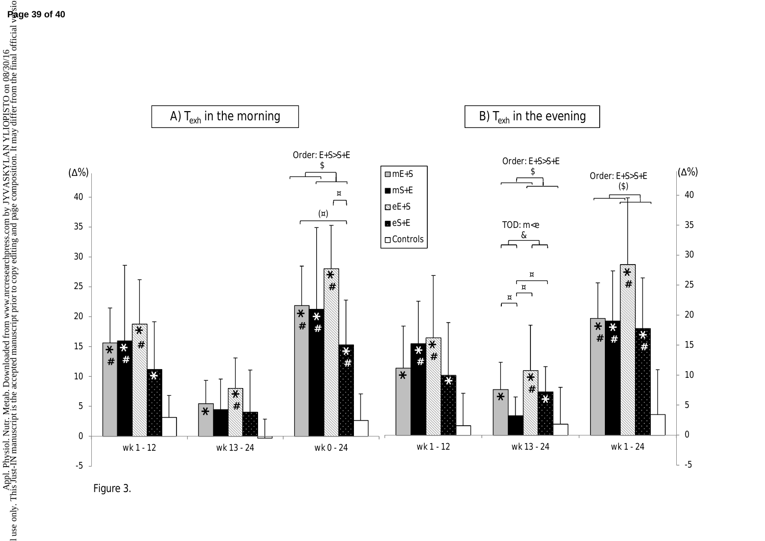A) $T_{exh}$ in the morning

B) $T_{exh}$ in the evening

(Δ%)

40
35
30
25
20
15
10
5
0
-5

wk 1 - 12
wk 13 - 24
wk 0 - 24
wk 1 - 12
wk 13 - 24
wk 1 - 24

Order: E+S>S+E
$

¤

(¤)

Order: E+S>S+E
$

TOD: m<e
&

¤
¤
¤

Order: E+S>S+E
($)

mE+S
mS+E
eE+S
eS+E
Controls

Figure 3.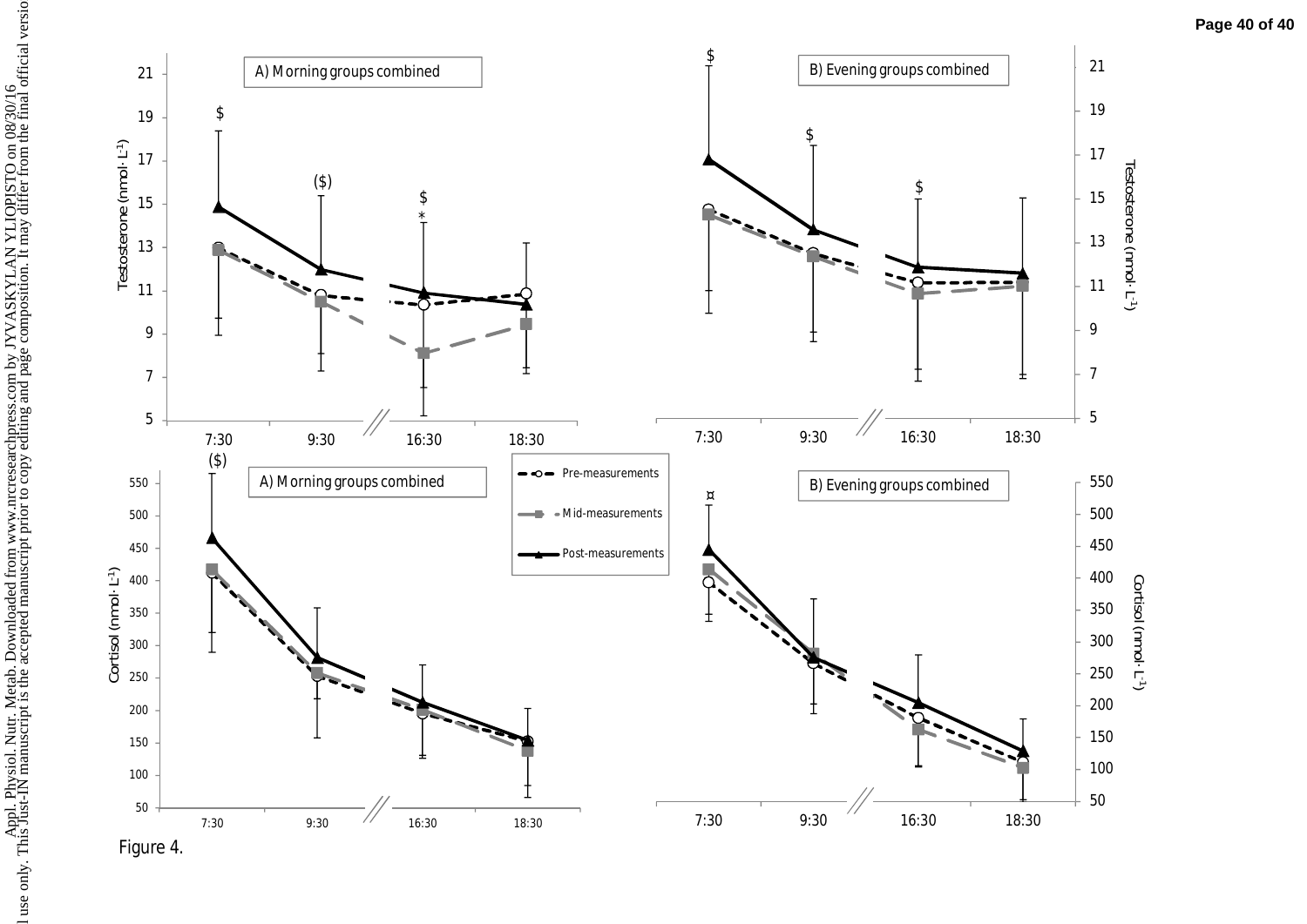A) Morning groups combined

Testosterone (nmol·L⁻¹)

21
19
17
15
13
11
9
7
5

7:30 9:30 16:30 18:30

$
($)
$
*

B) Evening groups combined

Testosterone (nmol·L⁻¹)

$
$
$

7:30 9:30 16:30 18:30

A) Morning groups combined

Cortisol (nmol·L⁻¹)

550
500
450
400
350
300
250
200
150
100
50

($)

7:30 9:30 16:30 18:30

Pre-measurements

Mid-measurements

Post-measurements

B) Evening groups combined

Cortisol (nmol·L⁻¹)

¤

7:30 9:30 16:30 18:30

Figure 4.